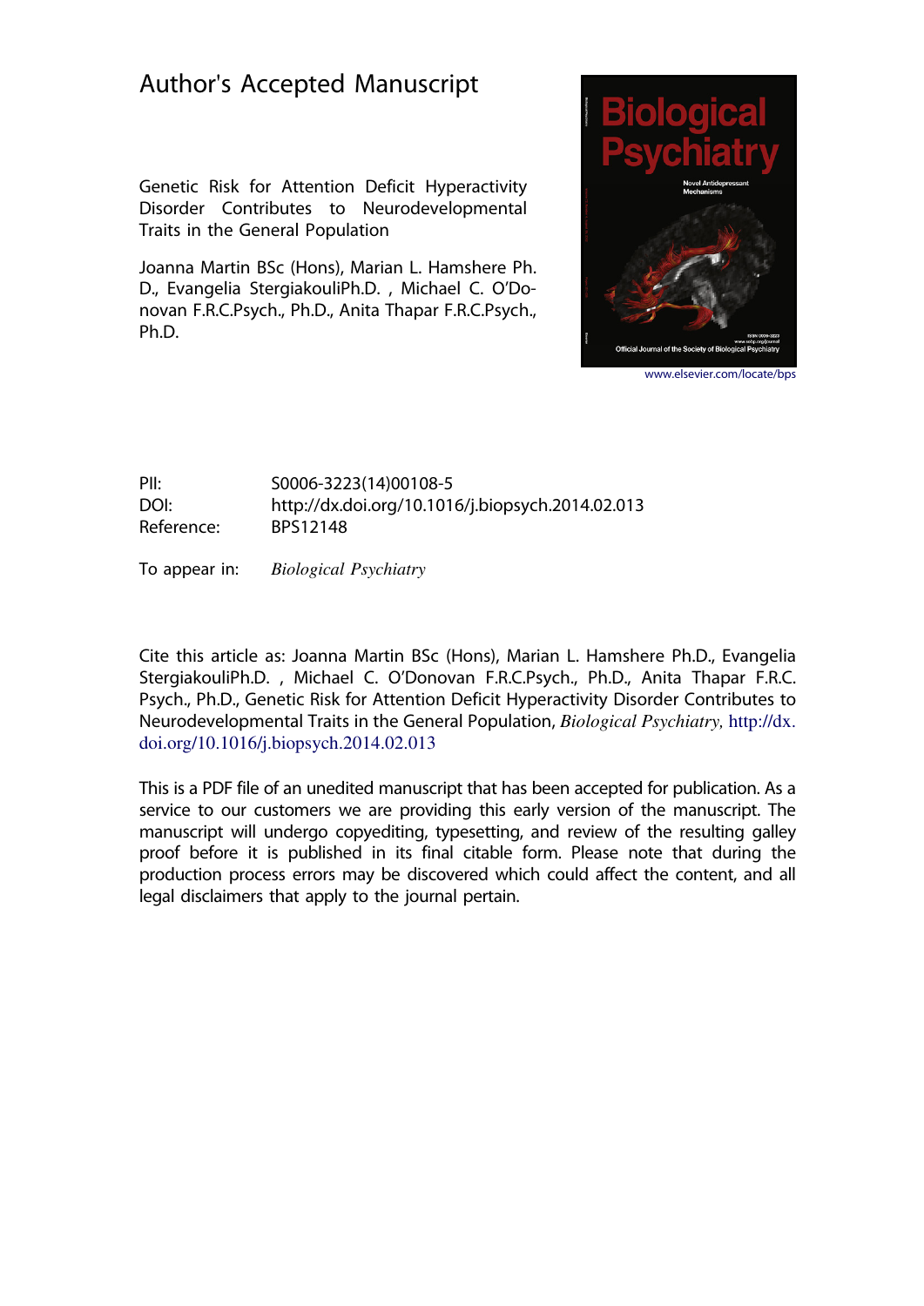# Author's Accepted Manuscript

Genetic Risk for Attention Deficit Hyperactivity Disorder Contributes to Neurodevelopmental Traits in the General Population

Joanna Martin BSc (Hons), Marian L. Hamshere Ph. D., Evangelia StergiakouliPh.D. , Michael C. O'Donovan F.R.C.Psych., Ph.D., Anita Thapar F.R.C.Psych., Ph.D.

www.elsevier.com/locate/bps

| | |
|---|---|
| PII: | S0006-3223(14)00108-5 |
| DOI: | http://dx.doi.org/10.1016/j.biopsych.2014.02.013 |
| Reference: | BPS12148 |

To appear in: *Biological Psychiatry*

Cite this article as: Joanna Martin BSc (Hons), Marian L. Hamshere Ph.D., Evangelia StergiakouliPh.D. , Michael C. O'Donovan F.R.C.Psych., Ph.D., Anita Thapar F.R.C. Psych., Ph.D., Genetic Risk for Attention Deficit Hyperactivity Disorder Contributes to Neurodevelopmental Traits in the General Population, *Biological Psychiatry,* http://dx.doi.org/10.1016/j.biopsych.2014.02.013

This is a PDF file of an unedited manuscript that has been accepted for publication. As a service to our customers we are providing this early version of the manuscript. The manuscript will undergo copyediting, typesetting, and review of the resulting galley proof before it is published in its final citable form. Please note that during the production process errors may be discovered which could affect the content, and all legal disclaimers that apply to the journal pertain.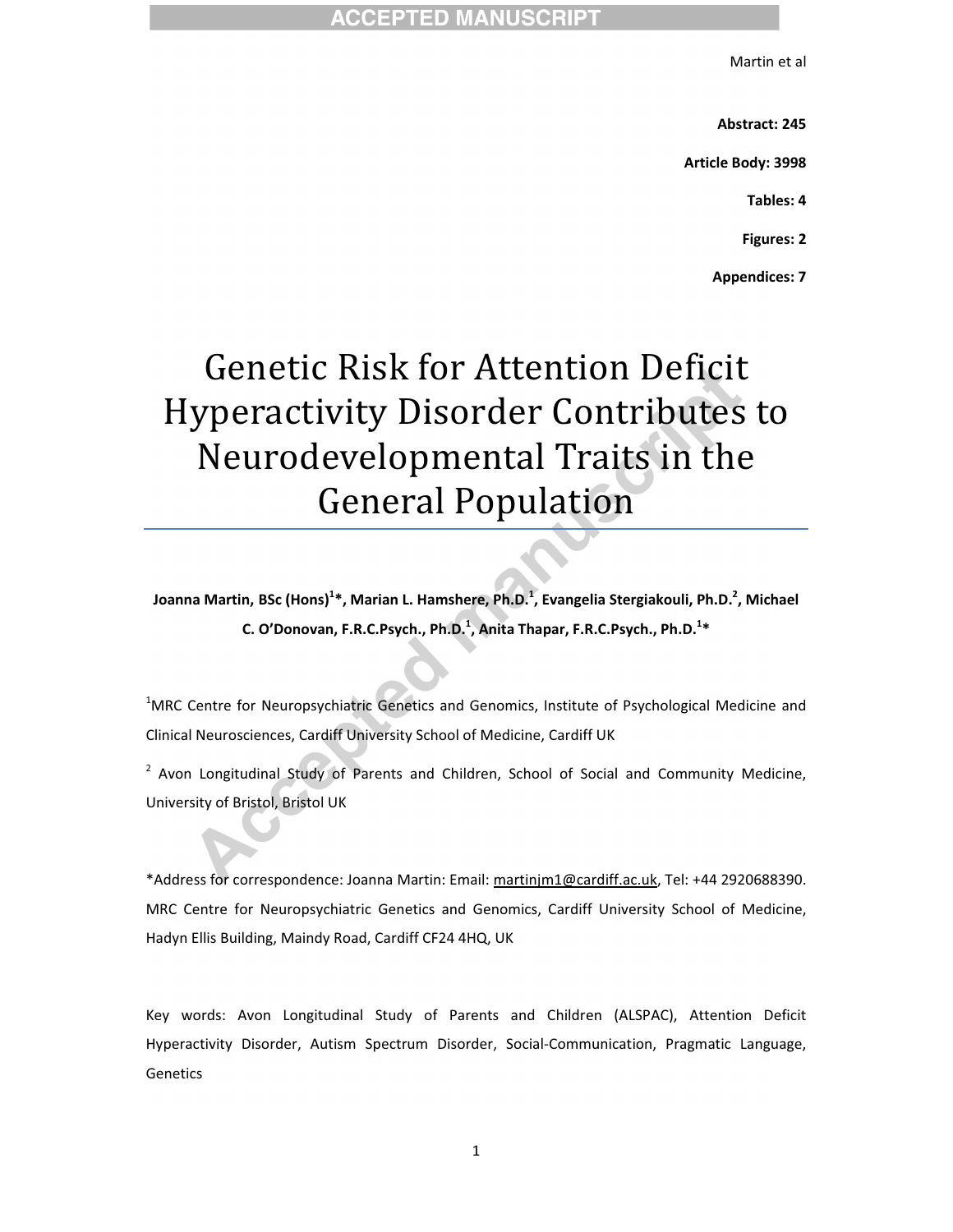**Abstract: 245**

**Article Body: 3998**

**Tables: 4**

**Figures: 2**

**Appendices: 7**

# Genetic Risk for Attention Deficit Hyperactivity Disorder Contributes to Neurodevelopmental Traits in the General Population

**Joanna Martin, BSc (Hons)[1]*, Marian L. Hamshere, Ph.D.[1], Evangelia Stergiakouli, Ph.D.[2], Michael C. O'Donovan, F.R.C.Psych., Ph.D.[1], Anita Thapar, F.R.C.Psych., Ph.D.[1]***

[1]MRC Centre for Neuropsychiatric Genetics and Genomics, Institute of Psychological Medicine and Clinical Neurosciences, Cardiff University School of Medicine, Cardiff UK

[2] Avon Longitudinal Study of Parents and Children, School of Social and Community Medicine, University of Bristol, Bristol UK

*Address for correspondence: Joanna Martin: Email: martinjm1@cardiff.ac.uk, Tel: +44 2920688390. MRC Centre for Neuropsychiatric Genetics and Genomics, Cardiff University School of Medicine, Hadyn Ellis Building, Maindy Road, Cardiff CF24 4HQ, UK

Key words: Avon Longitudinal Study of Parents and Children (ALSPAC), Attention Deficit Hyperactivity Disorder, Autism Spectrum Disorder, Social-Communication, Pragmatic Language, Genetics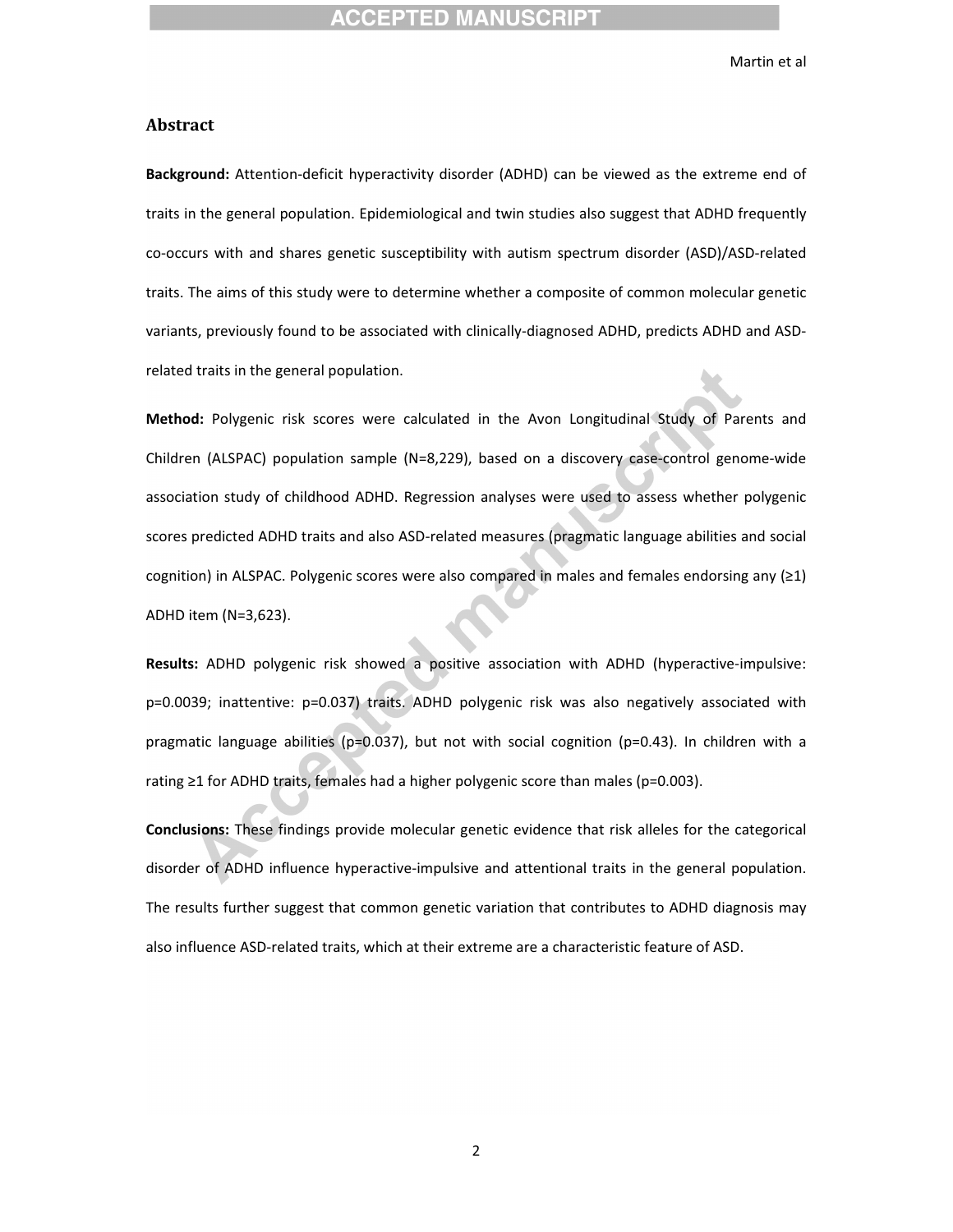## Abstract

**Background:** Attention-deficit hyperactivity disorder (ADHD) can be viewed as the extreme end of traits in the general population. Epidemiological and twin studies also suggest that ADHD frequently co-occurs with and shares genetic susceptibility with autism spectrum disorder (ASD)/ASD-related traits. The aims of this study were to determine whether a composite of common molecular genetic variants, previously found to be associated with clinically-diagnosed ADHD, predicts ADHD and ASD-related traits in the general population.

**Method:** Polygenic risk scores were calculated in the Avon Longitudinal Study of Parents and Children (ALSPAC) population sample (N=8,229), based on a discovery case-control genome-wide association study of childhood ADHD. Regression analyses were used to assess whether polygenic scores predicted ADHD traits and also ASD-related measures (pragmatic language abilities and social cognition) in ALSPAC. Polygenic scores were also compared in males and females endorsing any (≥1) ADHD item (N=3,623).

**Results:** ADHD polygenic risk showed a positive association with ADHD (hyperactive-impulsive: $p=0.0039$; inattentive: $p=0.037$) traits. ADHD polygenic risk was also negatively associated with pragmatic language abilities ($p=0.037$), but not with social cognition ($p=0.43$). In children with a rating ≥1 for ADHD traits, females had a higher polygenic score than males ($p=0.003$).

**Conclusions:** These findings provide molecular genetic evidence that risk alleles for the categorical disorder of ADHD influence hyperactive-impulsive and attentional traits in the general population. The results further suggest that common genetic variation that contributes to ADHD diagnosis may also influence ASD-related traits, which at their extreme are a characteristic feature of ASD.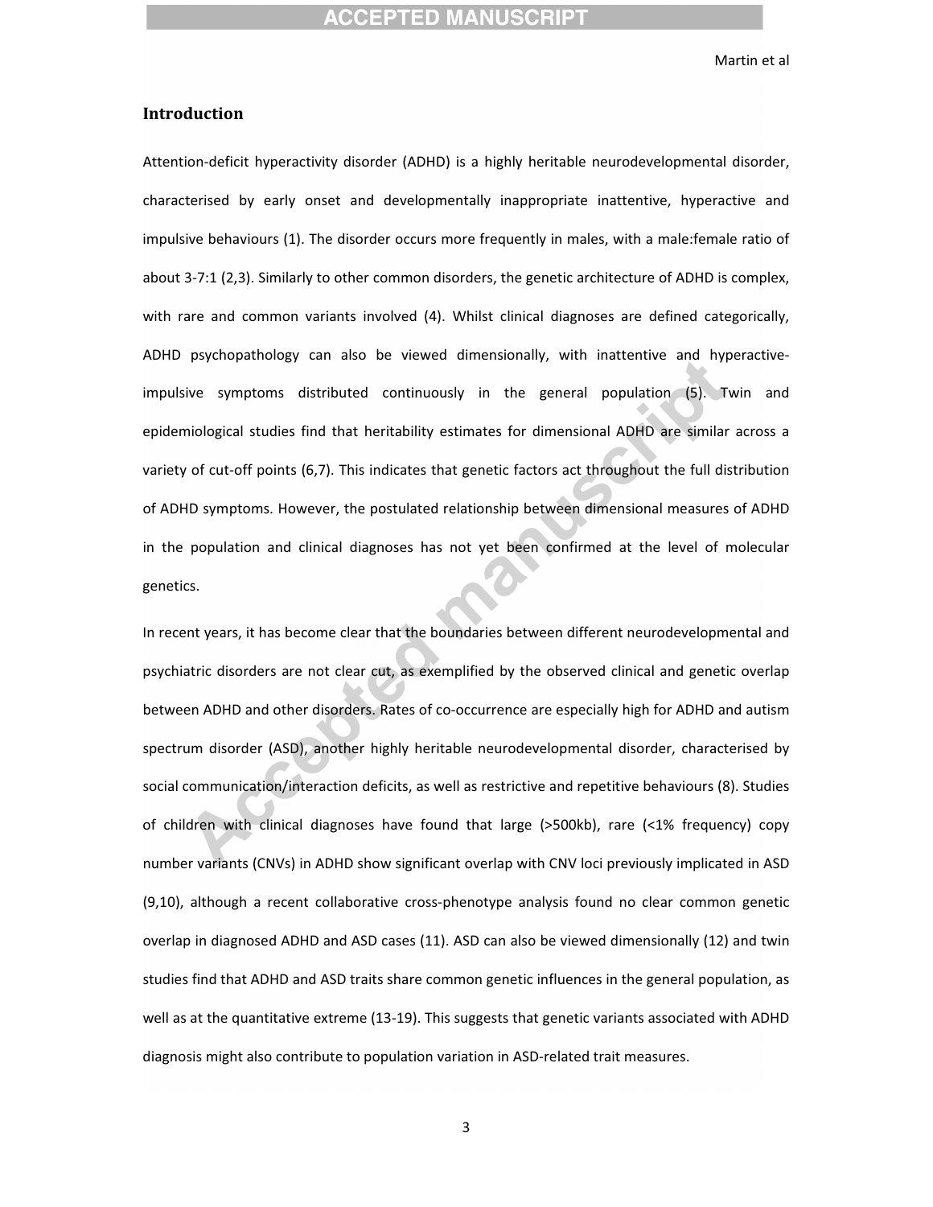## Introduction

Attention-deficit hyperactivity disorder (ADHD) is a highly heritable neurodevelopmental disorder, characterised by early onset and developmentally inappropriate inattentive, hyperactive and impulsive behaviours (1). The disorder occurs more frequently in males, with a male:female ratio of about 3-7:1 (2,3). Similarly to other common disorders, the genetic architecture of ADHD is complex, with rare and common variants involved (4). Whilst clinical diagnoses are defined categorically, ADHD psychopathology can also be viewed dimensionally, with inattentive and hyperactive-impulsive symptoms distributed continuously in the general population (5). Twin and epidemiological studies find that heritability estimates for dimensional ADHD are similar across a variety of cut-off points (6,7). This indicates that genetic factors act throughout the full distribution of ADHD symptoms. However, the postulated relationship between dimensional measures of ADHD in the population and clinical diagnoses has not yet been confirmed at the level of molecular genetics.

In recent years, it has become clear that the boundaries between different neurodevelopmental and psychiatric disorders are not clear cut, as exemplified by the observed clinical and genetic overlap between ADHD and other disorders. Rates of co-occurrence are especially high for ADHD and autism spectrum disorder (ASD), another highly heritable neurodevelopmental disorder, characterised by social communication/interaction deficits, as well as restrictive and repetitive behaviours (8). Studies of children with clinical diagnoses have found that large (>500kb), rare (<1% frequency) copy number variants (CNVs) in ADHD show significant overlap with CNV loci previously implicated in ASD (9,10), although a recent collaborative cross-phenotype analysis found no clear common genetic overlap in diagnosed ADHD and ASD cases (11). ASD can also be viewed dimensionally (12) and twin studies find that ADHD and ASD traits share common genetic influences in the general population, as well as at the quantitative extreme (13-19). This suggests that genetic variants associated with ADHD diagnosis might also contribute to population variation in ASD-related trait measures.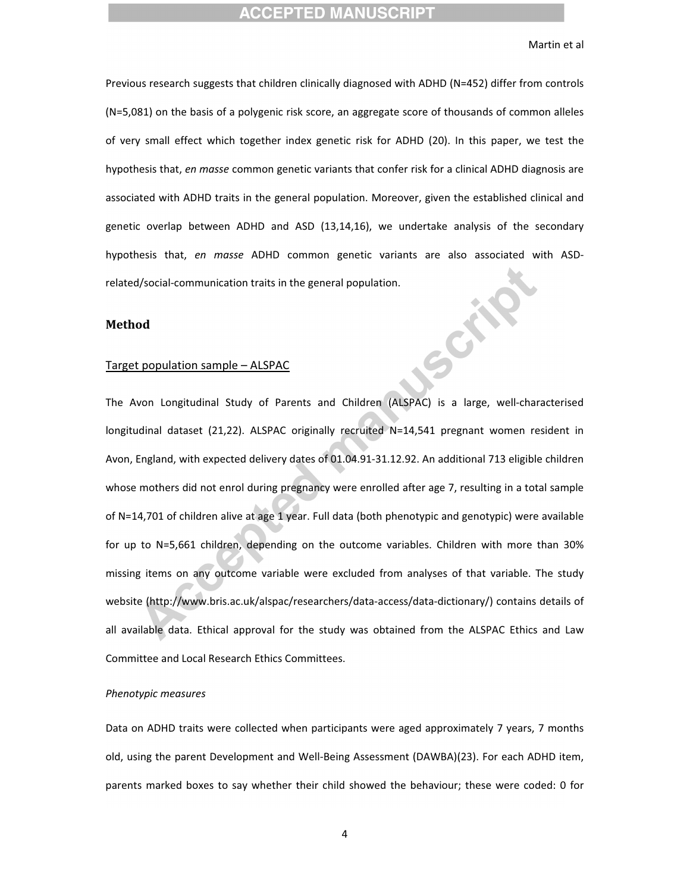Previous research suggests that children clinically diagnosed with ADHD (N=452) differ from controls (N=5,081) on the basis of a polygenic risk score, an aggregate score of thousands of common alleles of very small effect which together index genetic risk for ADHD (20). In this paper, we test the hypothesis that, *en masse* common genetic variants that confer risk for a clinical ADHD diagnosis are associated with ADHD traits in the general population. Moreover, given the established clinical and genetic overlap between ADHD and ASD (13,14,16), we undertake analysis of the secondary hypothesis that, *en masse* ADHD common genetic variants are also associated with ASD-related/social-communication traits in the general population.

## Method

### Target population sample – ALSPAC

The Avon Longitudinal Study of Parents and Children (ALSPAC) is a large, well-characterised longitudinal dataset (21,22). ALSPAC originally recruited N=14,541 pregnant women resident in Avon, England, with expected delivery dates of 01.04.91-31.12.92. An additional 713 eligible children whose mothers did not enrol during pregnancy were enrolled after age 7, resulting in a total sample of N=14,701 of children alive at age 1 year. Full data (both phenotypic and genotypic) were available for up to N=5,661 children, depending on the outcome variables. Children with more than 30% missing items on any outcome variable were excluded from analyses of that variable. The study website (http://www.bris.ac.uk/alspac/researchers/data-access/data-dictionary/) contains details of all available data. Ethical approval for the study was obtained from the ALSPAC Ethics and Law Committee and Local Research Ethics Committees.

*Phenotypic measures*

Data on ADHD traits were collected when participants were aged approximately 7 years, 7 months old, using the parent Development and Well-Being Assessment (DAWBA)(23). For each ADHD item, parents marked boxes to say whether their child showed the behaviour; these were coded: 0 for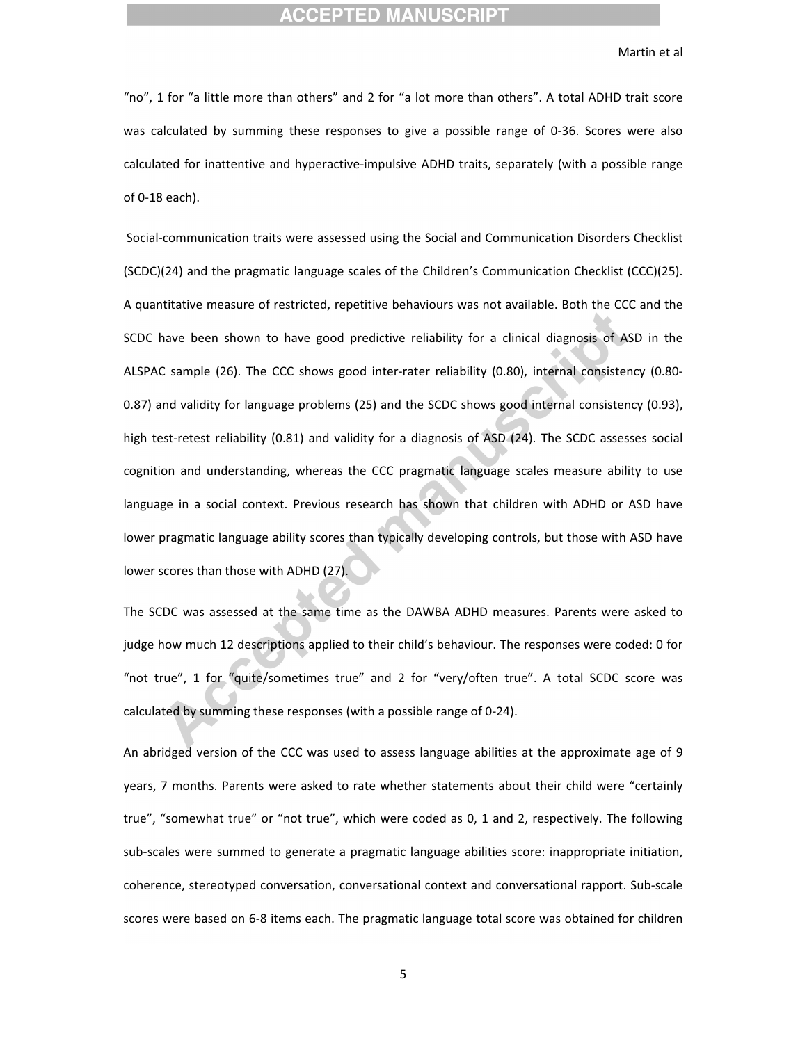"no", 1 for "a little more than others" and 2 for "a lot more than others". A total ADHD trait score was calculated by summing these responses to give a possible range of 0-36. Scores were also calculated for inattentive and hyperactive-impulsive ADHD traits, separately (with a possible range of 0-18 each).

Social-communication traits were assessed using the Social and Communication Disorders Checklist (SCDC)(24) and the pragmatic language scales of the Children's Communication Checklist (CCC)(25). A quantitative measure of restricted, repetitive behaviours was not available. Both the CCC and the SCDC have been shown to have good predictive reliability for a clinical diagnosis of ASD in the ALSPAC sample (26). The CCC shows good inter-rater reliability (0.80), internal consistency (0.80-0.87) and validity for language problems (25) and the SCDC shows good internal consistency (0.93), high test-retest reliability (0.81) and validity for a diagnosis of ASD (24). The SCDC assesses social cognition and understanding, whereas the CCC pragmatic language scales measure ability to use language in a social context. Previous research has shown that children with ADHD or ASD have lower pragmatic language ability scores than typically developing controls, but those with ASD have lower scores than those with ADHD (27).

The SCDC was assessed at the same time as the DAWBA ADHD measures. Parents were asked to judge how much 12 descriptions applied to their child's behaviour. The responses were coded: 0 for "not true", 1 for "quite/sometimes true" and 2 for "very/often true". A total SCDC score was calculated by summing these responses (with a possible range of 0-24).

An abridged version of the CCC was used to assess language abilities at the approximate age of 9 years, 7 months. Parents were asked to rate whether statements about their child were "certainly true", "somewhat true" or "not true", which were coded as 0, 1 and 2, respectively. The following sub-scales were summed to generate a pragmatic language abilities score: inappropriate initiation, coherence, stereotyped conversation, conversational context and conversational rapport. Sub-scale scores were based on 6-8 items each. The pragmatic language total score was obtained for children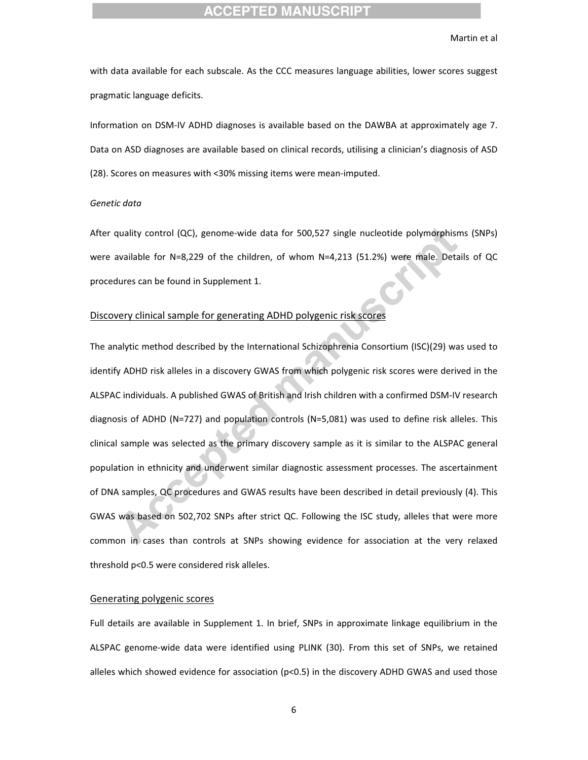with data available for each subscale. As the CCC measures language abilities, lower scores suggest pragmatic language deficits.

Information on DSM-IV ADHD diagnoses is available based on the DAWBA at approximately age 7. Data on ASD diagnoses are available based on clinical records, utilising a clinician's diagnosis of ASD (28). Scores on measures with <30% missing items were mean-imputed.

*Genetic data*

After quality control (QC), genome-wide data for 500,527 single nucleotide polymorphisms (SNPs) were available for N=8,229 of the children, of whom N=4,213 (51.2%) were male. Details of QC procedures can be found in Supplement 1.

## Discovery clinical sample for generating ADHD polygenic risk scores

The analytic method described by the International Schizophrenia Consortium (ISC)(29) was used to identify ADHD risk alleles in a discovery GWAS from which polygenic risk scores were derived in the ALSPAC individuals. A published GWAS of British and Irish children with a confirmed DSM-IV research diagnosis of ADHD (N=727) and population controls (N=5,081) was used to define risk alleles. This clinical sample was selected as the primary discovery sample as it is similar to the ALSPAC general population in ethnicity and underwent similar diagnostic assessment processes. The ascertainment of DNA samples, QC procedures and GWAS results have been described in detail previously (4). This GWAS was based on 502,702 SNPs after strict QC. Following the ISC study, alleles that were more common in cases than controls at SNPs showing evidence for association at the very relaxed threshold p<0.5 were considered risk alleles.

## Generating polygenic scores

Full details are available in Supplement 1. In brief, SNPs in approximate linkage equilibrium in the ALSPAC genome-wide data were identified using PLINK (30). From this set of SNPs, we retained alleles which showed evidence for association (p<0.5) in the discovery ADHD GWAS and used those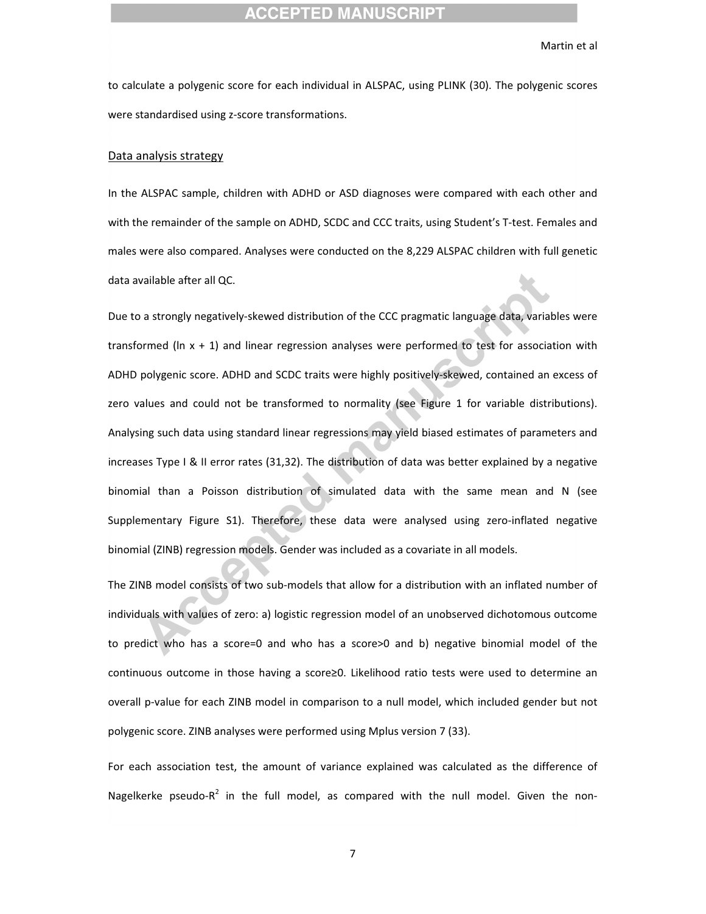to calculate a polygenic score for each individual in ALSPAC, using PLINK (30). The polygenic scores were standardised using z-score transformations.

## Data analysis strategy

In the ALSPAC sample, children with ADHD or ASD diagnoses were compared with each other and with the remainder of the sample on ADHD, SCDC and CCC traits, using Student's T-test. Females and males were also compared. Analyses were conducted on the 8,229 ALSPAC children with full genetic data available after all QC.

Due to a strongly negatively-skewed distribution of the CCC pragmatic language data, variables were transformed (ln x + 1) and linear regression analyses were performed to test for association with ADHD polygenic score. ADHD and SCDC traits were highly positively-skewed, contained an excess of zero values and could not be transformed to normality (see Figure 1 for variable distributions). Analysing such data using standard linear regressions may yield biased estimates of parameters and increases Type I & II error rates (31,32). The distribution of data was better explained by a negative binomial than a Poisson distribution of simulated data with the same mean and N (see Supplementary Figure S1). Therefore, these data were analysed using zero-inflated negative binomial (ZINB) regression models. Gender was included as a covariate in all models.

The ZINB model consists of two sub-models that allow for a distribution with an inflated number of individuals with values of zero: a) logistic regression model of an unobserved dichotomous outcome to predict who has a score=0 and who has a score>0 and b) negative binomial model of the continuous outcome in those having a score≥0. Likelihood ratio tests were used to determine an overall p-value for each ZINB model in comparison to a null model, which included gender but not polygenic score. ZINB analyses were performed using Mplus version 7 (33).

For each association test, the amount of variance explained was calculated as the difference of Nagelkerke pseudo-$R^2$ in the full model, as compared with the null model. Given the non-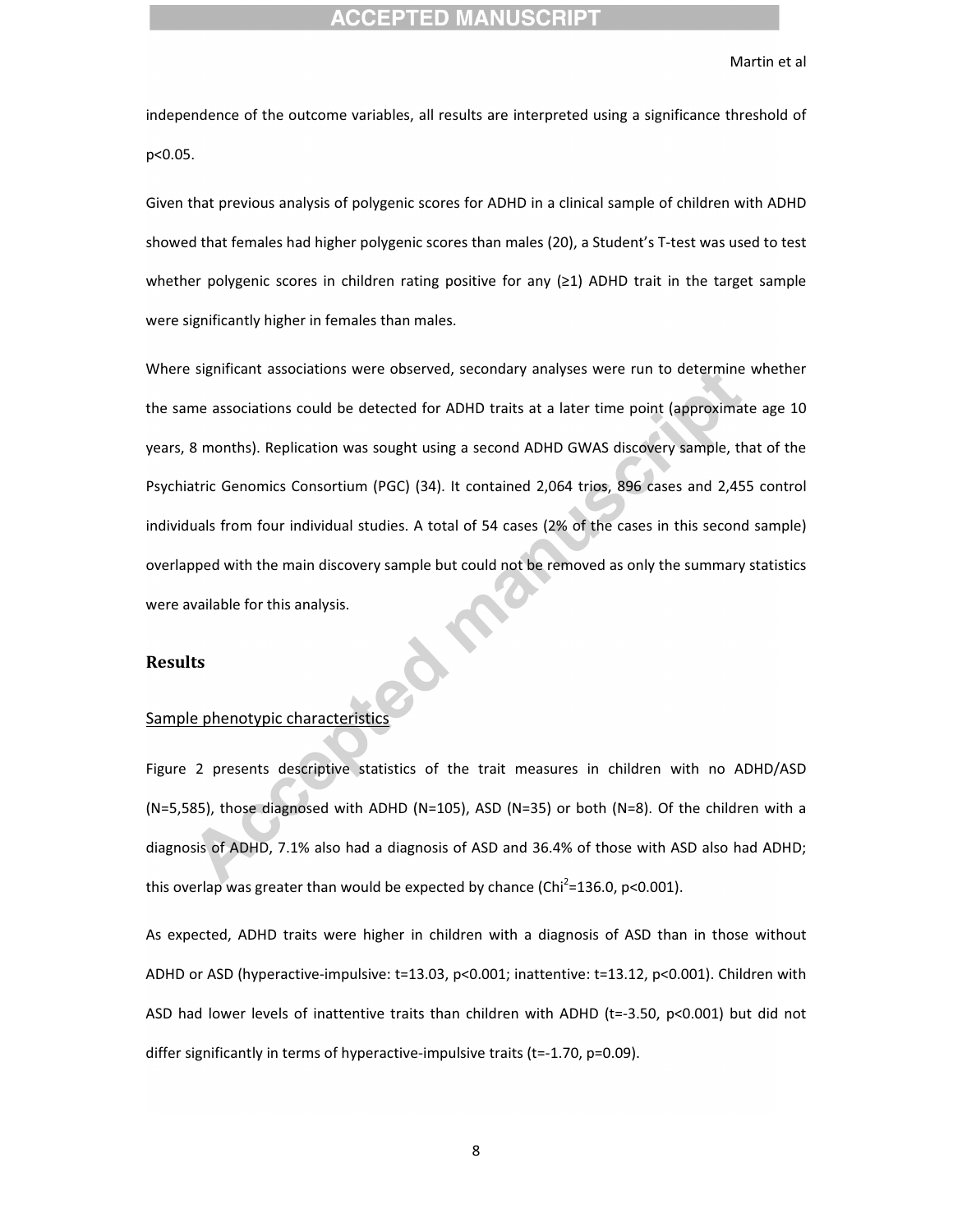independence of the outcome variables, all results are interpreted using a significance threshold of $p<0.05$.

Given that previous analysis of polygenic scores for ADHD in a clinical sample of children with ADHD showed that females had higher polygenic scores than males (20), a Student's T-test was used to test whether polygenic scores in children rating positive for any (≥1) ADHD trait in the target sample were significantly higher in females than males.

Where significant associations were observed, secondary analyses were run to determine whether the same associations could be detected for ADHD traits at a later time point (approximate age 10 years, 8 months). Replication was sought using a second ADHD GWAS discovery sample, that of the Psychiatric Genomics Consortium (PGC) (34). It contained 2,064 trios, 896 cases and 2,455 control individuals from four individual studies. A total of 54 cases (2% of the cases in this second sample) overlapped with the main discovery sample but could not be removed as only the summary statistics were available for this analysis.

## Results

### Sample phenotypic characteristics

Figure 2 presents descriptive statistics of the trait measures in children with no ADHD/ASD (N=5,585), those diagnosed with ADHD (N=105), ASD (N=35) or both (N=8). Of the children with a diagnosis of ADHD, 7.1% also had a diagnosis of ASD and 36.4% of those with ASD also had ADHD; this overlap was greater than would be expected by chance ($Chi^2=136.0$, $p<0.001$).

As expected, ADHD traits were higher in children with a diagnosis of ASD than in those without ADHD or ASD (hyperactive-impulsive: $t=13.03$, $p<0.001$; inattentive: $t=13.12$, $p<0.001$). Children with ASD had lower levels of inattentive traits than children with ADHD ($t=-3.50$, $p<0.001$) but did not differ significantly in terms of hyperactive-impulsive traits ($t=-1.70$, $p=0.09$).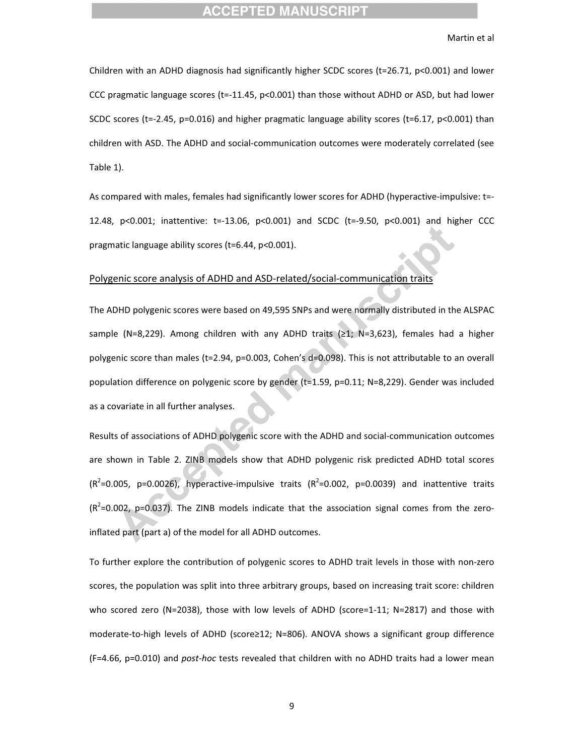Children with an ADHD diagnosis had significantly higher SCDC scores ($t=26.71$, $p<0.001$) and lower CCC pragmatic language scores ($t=-11.45$, $p<0.001$) than those without ADHD or ASD, but had lower SCDC scores ($t=-2.45$, $p=0.016$) and higher pragmatic language ability scores ($t=6.17$, $p<0.001$) than children with ASD. The ADHD and social-communication outcomes were moderately correlated (see Table 1).

As compared with males, females had significantly lower scores for ADHD (hyperactive-impulsive: $t=-12.48$, $p<0.001$; inattentive: $t=-13.06$, $p<0.001$) and SCDC ($t=-9.50$, $p<0.001$) and higher CCC pragmatic language ability scores ($t=6.44$, $p<0.001$).

## Polygenic score analysis of ADHD and ASD-related/social-communication traits

The ADHD polygenic scores were based on 49,595 SNPs and were normally distributed in the ALSPAC sample (N=8,229). Among children with any ADHD traits (≥1; N=3,623), females had a higher polygenic score than males ($t=2.94$, $p=0.003$, Cohen's $d=0.098$). This is not attributable to an overall population difference on polygenic score by gender ($t=1.59$, $p=0.11$; N=8,229). Gender was included as a covariate in all further analyses.

Results of associations of ADHD polygenic score with the ADHD and social-communication outcomes are shown in Table 2. ZINB models show that ADHD polygenic risk predicted ADHD total scores ($R^2=0.005$, $p=0.0026$), hyperactive-impulsive traits ($R^2=0.002$, $p=0.0039$) and inattentive traits ($R^2=0.002$, $p=0.037$). The ZINB models indicate that the association signal comes from the zero-inflated part (part a) of the model for all ADHD outcomes.

To further explore the contribution of polygenic scores to ADHD trait levels in those with non-zero scores, the population was split into three arbitrary groups, based on increasing trait score: children who scored zero (N=2038), those with low levels of ADHD (score=1-11; N=2817) and those with moderate-to-high levels of ADHD (score≥12; N=806). ANOVA shows a significant group difference ($F=4.66$, $p=0.010$) and *post-hoc* tests revealed that children with no ADHD traits had a lower mean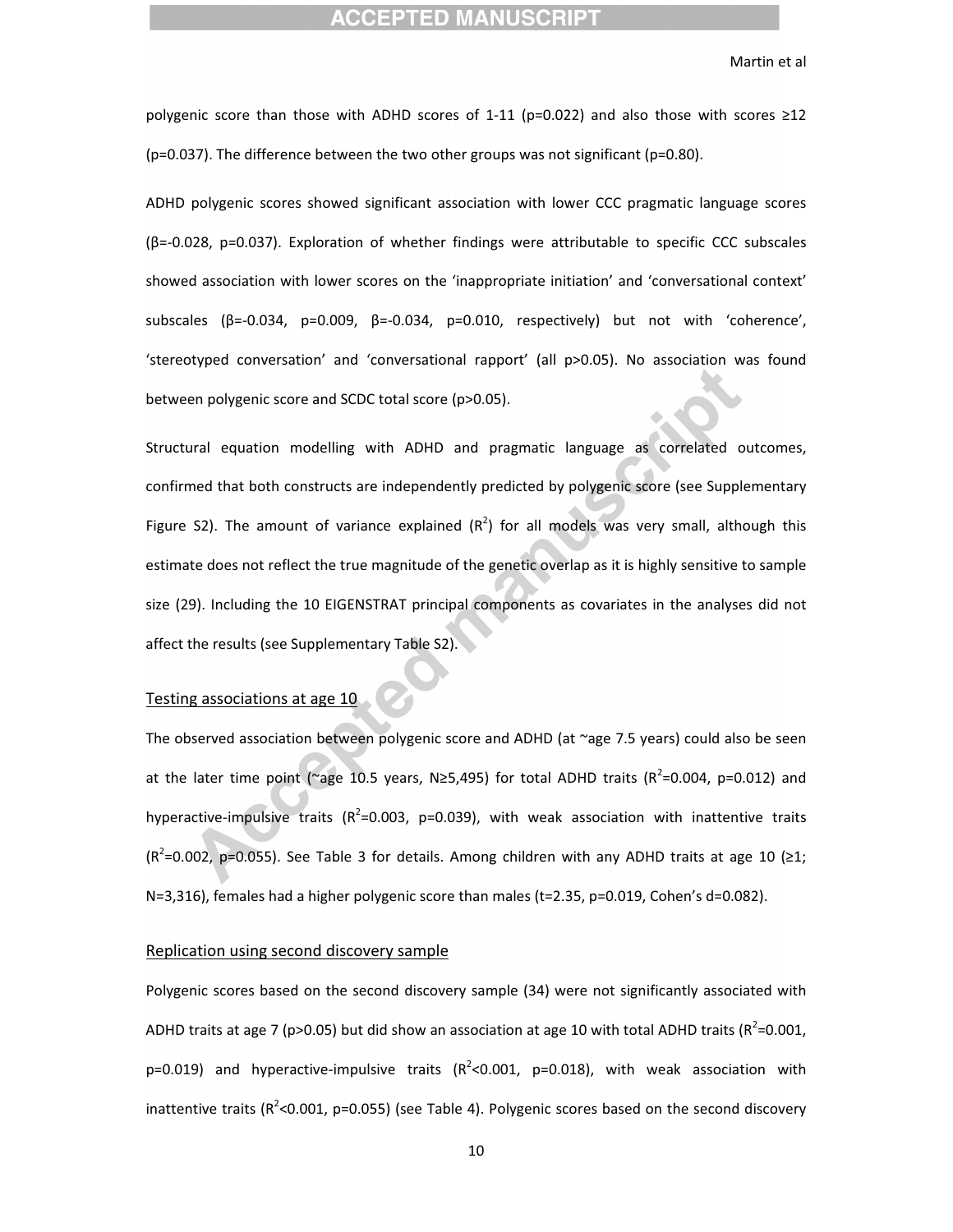polygenic score than those with ADHD scores of 1-11 (p=0.022) and also those with scores ≥12 (p=0.037). The difference between the two other groups was not significant (p=0.80).

ADHD polygenic scores showed significant association with lower CCC pragmatic language scores (β=-0.028, p=0.037). Exploration of whether findings were attributable to specific CCC subscales showed association with lower scores on the 'inappropriate initiation' and 'conversational context' subscales (β=-0.034, p=0.009, β=-0.034, p=0.010, respectively) but not with 'coherence', 'stereotyped conversation' and 'conversational rapport' (all p>0.05). No association was found between polygenic score and SCDC total score (p>0.05).

Structural equation modelling with ADHD and pragmatic language as correlated outcomes, confirmed that both constructs are independently predicted by polygenic score (see Supplementary Figure S2). The amount of variance explained ($R^2$) for all models was very small, although this estimate does not reflect the true magnitude of the genetic overlap as it is highly sensitive to sample size (29). Including the 10 EIGENSTRAT principal components as covariates in the analyses did not affect the results (see Supplementary Table S2).

## Testing associations at age 10

The observed association between polygenic score and ADHD (at ~age 7.5 years) could also be seen at the later time point (~age 10.5 years, N≥5,495) for total ADHD traits ($R^2$=0.004, p=0.012) and hyperactive-impulsive traits ($R^2$=0.003, p=0.039), with weak association with inattentive traits ($R^2$=0.002, p=0.055). See Table 3 for details. Among children with any ADHD traits at age 10 (≥1; N=3,316), females had a higher polygenic score than males (t=2.35, p=0.019, Cohen's d=0.082).

## Replication using second discovery sample

Polygenic scores based on the second discovery sample (34) were not significantly associated with ADHD traits at age 7 (p>0.05) but did show an association at age 10 with total ADHD traits ($R^2$=0.001, p=0.019) and hyperactive-impulsive traits ($R^2$<0.001, p=0.018), with weak association with inattentive traits ($R^2$<0.001, p=0.055) (see Table 4). Polygenic scores based on the second discovery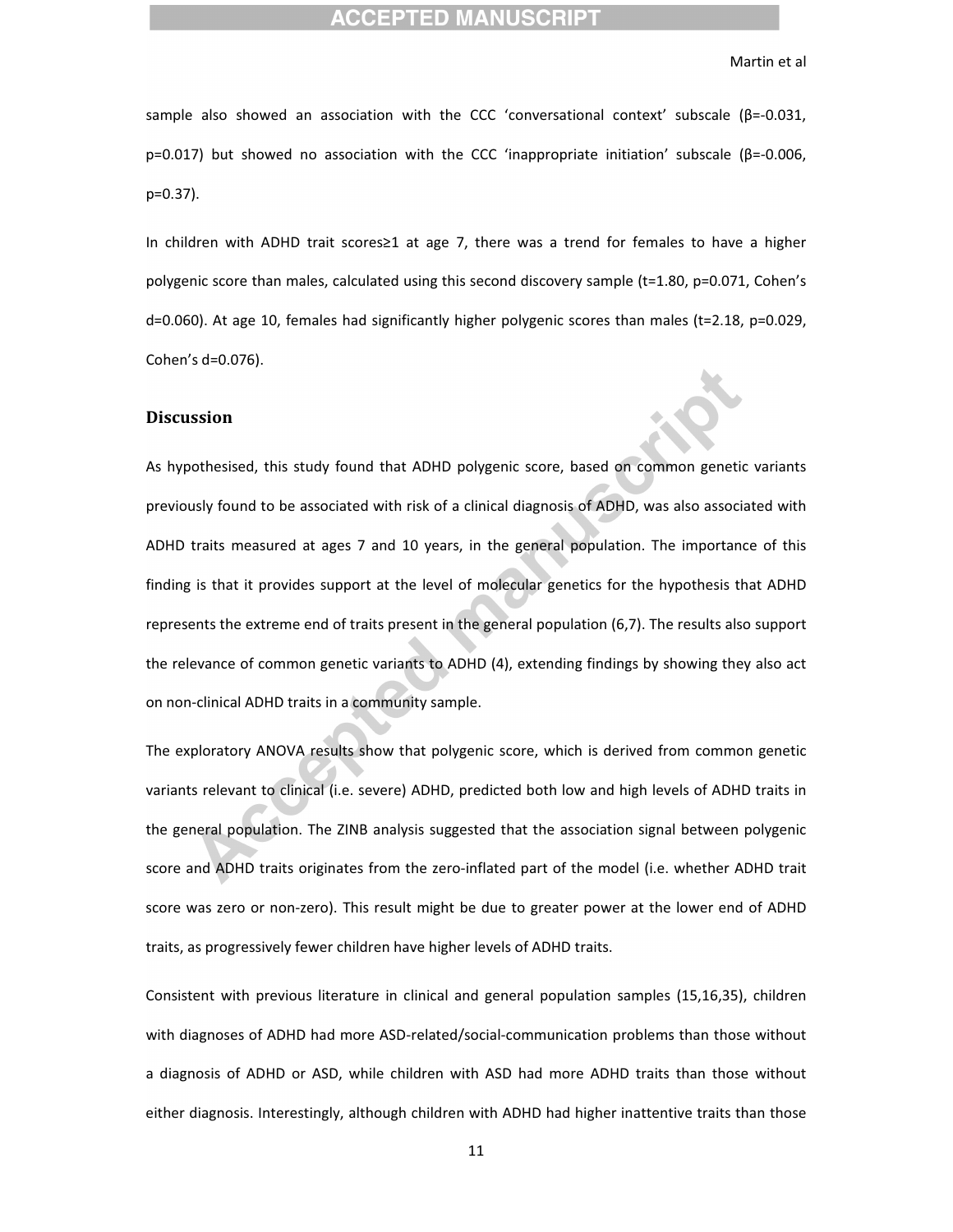sample also showed an association with the CCC 'conversational context' subscale ($\beta$=-0.031, p=0.017) but showed no association with the CCC 'inappropriate initiation' subscale ($\beta$=-0.006, p=0.37).

In children with ADHD trait scores≥1 at age 7, there was a trend for females to have a higher polygenic score than males, calculated using this second discovery sample (t=1.80, p=0.071, Cohen's d=0.060). At age 10, females had significantly higher polygenic scores than males (t=2.18, p=0.029, Cohen's d=0.076).

## Discussion

As hypothesised, this study found that ADHD polygenic score, based on common genetic variants previously found to be associated with risk of a clinical diagnosis of ADHD, was also associated with ADHD traits measured at ages 7 and 10 years, in the general population. The importance of this finding is that it provides support at the level of molecular genetics for the hypothesis that ADHD represents the extreme end of traits present in the general population (6,7). The results also support the relevance of common genetic variants to ADHD (4), extending findings by showing they also act on non-clinical ADHD traits in a community sample.

The exploratory ANOVA results show that polygenic score, which is derived from common genetic variants relevant to clinical (i.e. severe) ADHD, predicted both low and high levels of ADHD traits in the general population. The ZINB analysis suggested that the association signal between polygenic score and ADHD traits originates from the zero-inflated part of the model (i.e. whether ADHD trait score was zero or non-zero). This result might be due to greater power at the lower end of ADHD traits, as progressively fewer children have higher levels of ADHD traits.

Consistent with previous literature in clinical and general population samples (15,16,35), children with diagnoses of ADHD had more ASD-related/social-communication problems than those without a diagnosis of ADHD or ASD, while children with ASD had more ADHD traits than those without either diagnosis. Interestingly, although children with ADHD had higher inattentive traits than those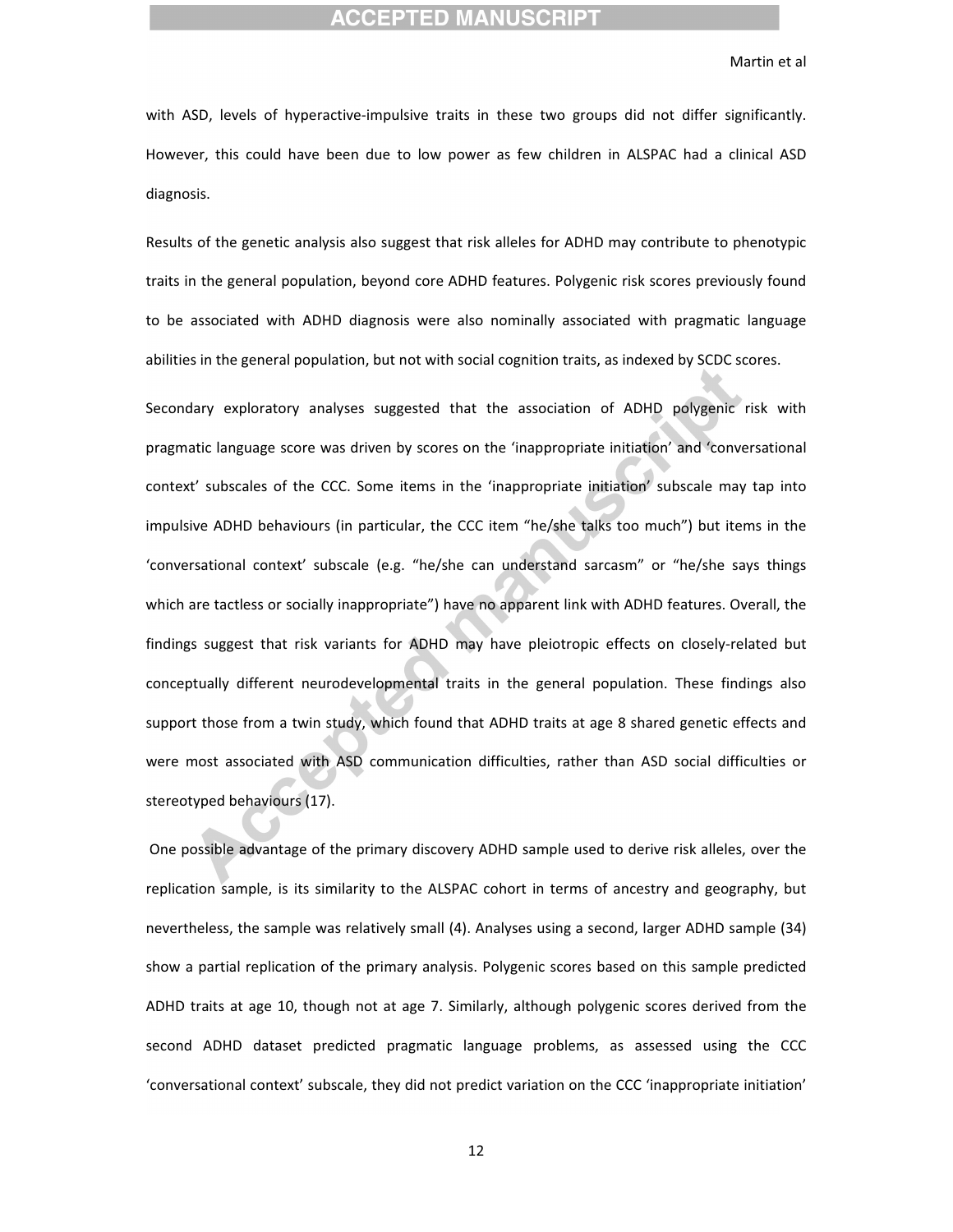with ASD, levels of hyperactive-impulsive traits in these two groups did not differ significantly. However, this could have been due to low power as few children in ALSPAC had a clinical ASD diagnosis.

Results of the genetic analysis also suggest that risk alleles for ADHD may contribute to phenotypic traits in the general population, beyond core ADHD features. Polygenic risk scores previously found to be associated with ADHD diagnosis were also nominally associated with pragmatic language abilities in the general population, but not with social cognition traits, as indexed by SCDC scores.

Secondary exploratory analyses suggested that the association of ADHD polygenic risk with pragmatic language score was driven by scores on the 'inappropriate initiation' and 'conversational context' subscales of the CCC. Some items in the 'inappropriate initiation' subscale may tap into impulsive ADHD behaviours (in particular, the CCC item "he/she talks too much") but items in the 'conversational context' subscale (e.g. "he/she can understand sarcasm" or "he/she says things which are tactless or socially inappropriate") have no apparent link with ADHD features. Overall, the findings suggest that risk variants for ADHD may have pleiotropic effects on closely-related but conceptually different neurodevelopmental traits in the general population. These findings also support those from a twin study, which found that ADHD traits at age 8 shared genetic effects and were most associated with ASD communication difficulties, rather than ASD social difficulties or stereotyped behaviours (17).

One possible advantage of the primary discovery ADHD sample used to derive risk alleles, over the replication sample, is its similarity to the ALSPAC cohort in terms of ancestry and geography, but nevertheless, the sample was relatively small (4). Analyses using a second, larger ADHD sample (34) show a partial replication of the primary analysis. Polygenic scores based on this sample predicted ADHD traits at age 10, though not at age 7. Similarly, although polygenic scores derived from the second ADHD dataset predicted pragmatic language problems, as assessed using the CCC 'conversational context' subscale, they did not predict variation on the CCC 'inappropriate initiation'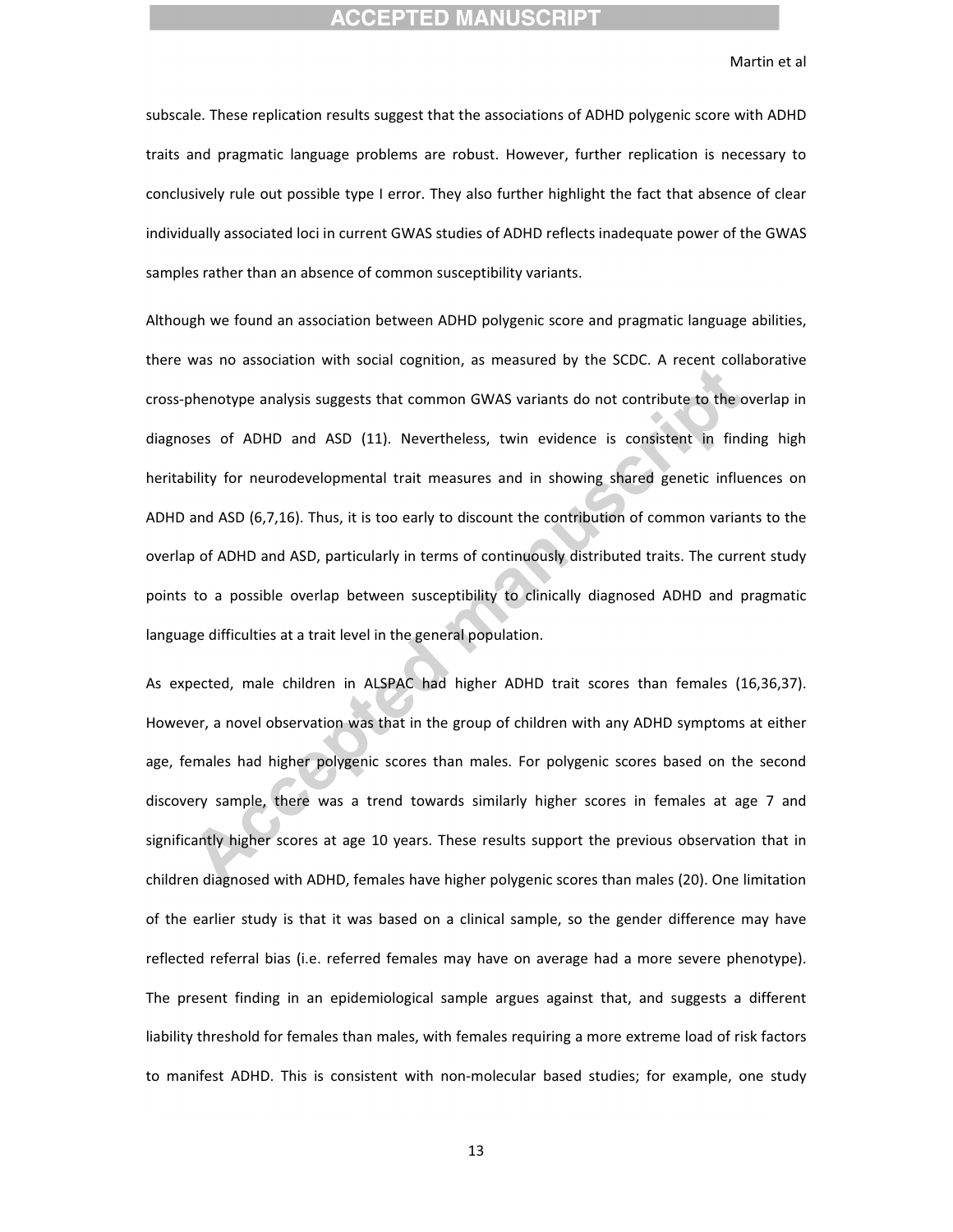subscale. These replication results suggest that the associations of ADHD polygenic score with ADHD traits and pragmatic language problems are robust. However, further replication is necessary to conclusively rule out possible type I error. They also further highlight the fact that absence of clear individually associated loci in current GWAS studies of ADHD reflects inadequate power of the GWAS samples rather than an absence of common susceptibility variants.

Although we found an association between ADHD polygenic score and pragmatic language abilities, there was no association with social cognition, as measured by the SCDC. A recent collaborative cross-phenotype analysis suggests that common GWAS variants do not contribute to the overlap in diagnoses of ADHD and ASD (11). Nevertheless, twin evidence is consistent in finding high heritability for neurodevelopmental trait measures and in showing shared genetic influences on ADHD and ASD (6,7,16). Thus, it is too early to discount the contribution of common variants to the overlap of ADHD and ASD, particularly in terms of continuously distributed traits. The current study points to a possible overlap between susceptibility to clinically diagnosed ADHD and pragmatic language difficulties at a trait level in the general population.

As expected, male children in ALSPAC had higher ADHD trait scores than females (16,36,37). However, a novel observation was that in the group of children with any ADHD symptoms at either age, females had higher polygenic scores than males. For polygenic scores based on the second discovery sample, there was a trend towards similarly higher scores in females at age 7 and significantly higher scores at age 10 years. These results support the previous observation that in children diagnosed with ADHD, females have higher polygenic scores than males (20). One limitation of the earlier study is that it was based on a clinical sample, so the gender difference may have reflected referral bias (i.e. referred females may have on average had a more severe phenotype). The present finding in an epidemiological sample argues against that, and suggests a different liability threshold for females than males, with females requiring a more extreme load of risk factors to manifest ADHD. This is consistent with non-molecular based studies; for example, one study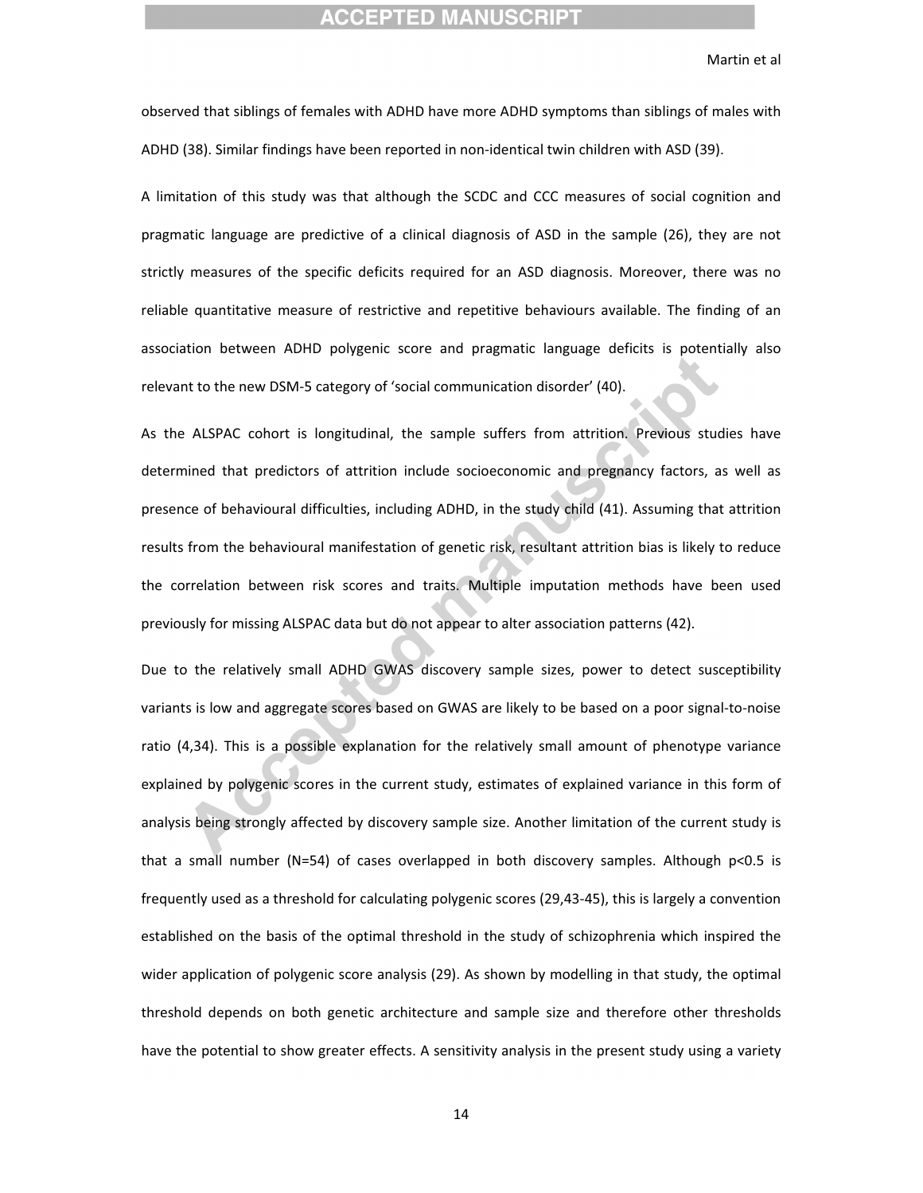observed that siblings of females with ADHD have more ADHD symptoms than siblings of males with ADHD (38). Similar findings have been reported in non-identical twin children with ASD (39).

A limitation of this study was that although the SCDC and CCC measures of social cognition and pragmatic language are predictive of a clinical diagnosis of ASD in the sample (26), they are not strictly measures of the specific deficits required for an ASD diagnosis. Moreover, there was no reliable quantitative measure of restrictive and repetitive behaviours available. The finding of an association between ADHD polygenic score and pragmatic language deficits is potentially also relevant to the new DSM-5 category of 'social communication disorder' (40).

As the ALSPAC cohort is longitudinal, the sample suffers from attrition. Previous studies have determined that predictors of attrition include socioeconomic and pregnancy factors, as well as presence of behavioural difficulties, including ADHD, in the study child (41). Assuming that attrition results from the behavioural manifestation of genetic risk, resultant attrition bias is likely to reduce the correlation between risk scores and traits. Multiple imputation methods have been used previously for missing ALSPAC data but do not appear to alter association patterns (42).

Due to the relatively small ADHD GWAS discovery sample sizes, power to detect susceptibility variants is low and aggregate scores based on GWAS are likely to be based on a poor signal-to-noise ratio (4,34). This is a possible explanation for the relatively small amount of phenotype variance explained by polygenic scores in the current study, estimates of explained variance in this form of analysis being strongly affected by discovery sample size. Another limitation of the current study is that a small number (N=54) of cases overlapped in both discovery samples. Although $p<0.5$ is frequently used as a threshold for calculating polygenic scores (29,43-45), this is largely a convention established on the basis of the optimal threshold in the study of schizophrenia which inspired the wider application of polygenic score analysis (29). As shown by modelling in that study, the optimal threshold depends on both genetic architecture and sample size and therefore other thresholds have the potential to show greater effects. A sensitivity analysis in the present study using a variety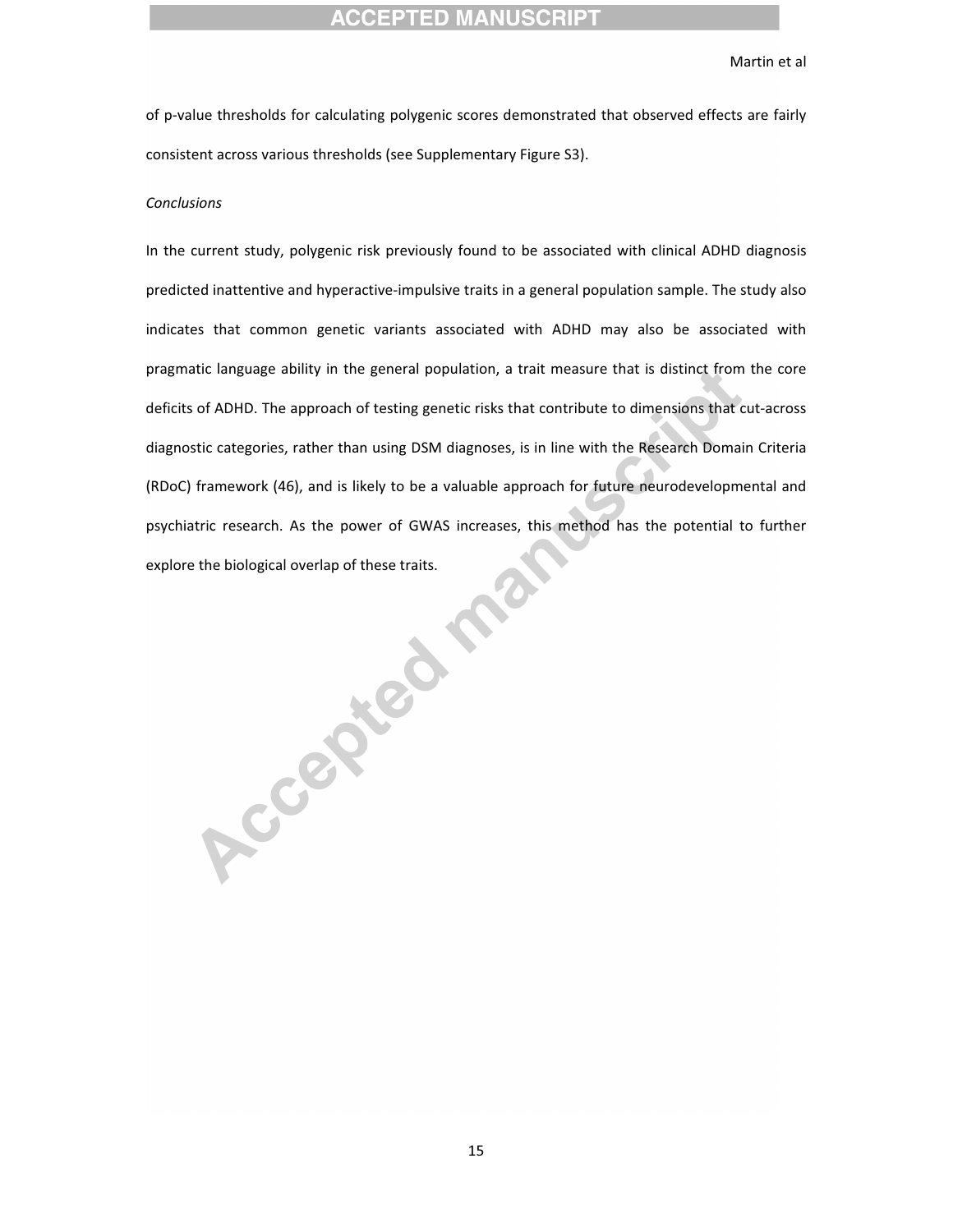of p-value thresholds for calculating polygenic scores demonstrated that observed effects are fairly consistent across various thresholds (see Supplementary Figure S3).

*Conclusions*

In the current study, polygenic risk previously found to be associated with clinical ADHD diagnosis predicted inattentive and hyperactive-impulsive traits in a general population sample. The study also indicates that common genetic variants associated with ADHD may also be associated with pragmatic language ability in the general population, a trait measure that is distinct from the core deficits of ADHD. The approach of testing genetic risks that contribute to dimensions that cut-across diagnostic categories, rather than using DSM diagnoses, is in line with the Research Domain Criteria (RDoC) framework (46), and is likely to be a valuable approach for future neurodevelopmental and psychiatric research. As the power of GWAS increases, this method has the potential to further explore the biological overlap of these traits.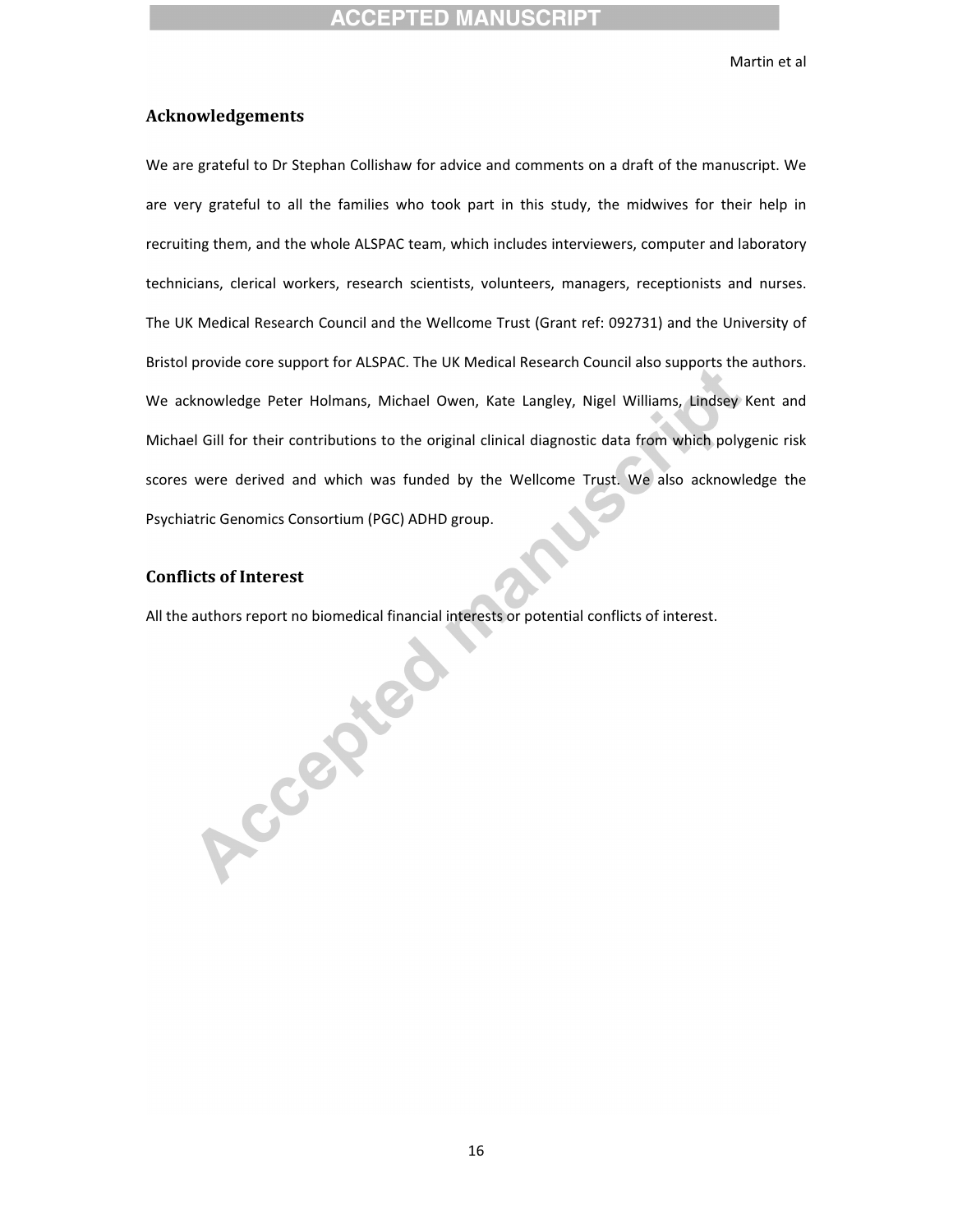## Acknowledgements

We are grateful to Dr Stephan Collishaw for advice and comments on a draft of the manuscript. We are very grateful to all the families who took part in this study, the midwives for their help in recruiting them, and the whole ALSPAC team, which includes interviewers, computer and laboratory technicians, clerical workers, research scientists, volunteers, managers, receptionists and nurses. The UK Medical Research Council and the Wellcome Trust (Grant ref: 092731) and the University of Bristol provide core support for ALSPAC. The UK Medical Research Council also supports the authors. We acknowledge Peter Holmans, Michael Owen, Kate Langley, Nigel Williams, Lindsey Kent and Michael Gill for their contributions to the original clinical diagnostic data from which polygenic risk scores were derived and which was funded by the Wellcome Trust. We also acknowledge the Psychiatric Genomics Consortium (PGC) ADHD group.

## Conflicts of Interest

All the authors report no biomedical financial interests or potential conflicts of interest.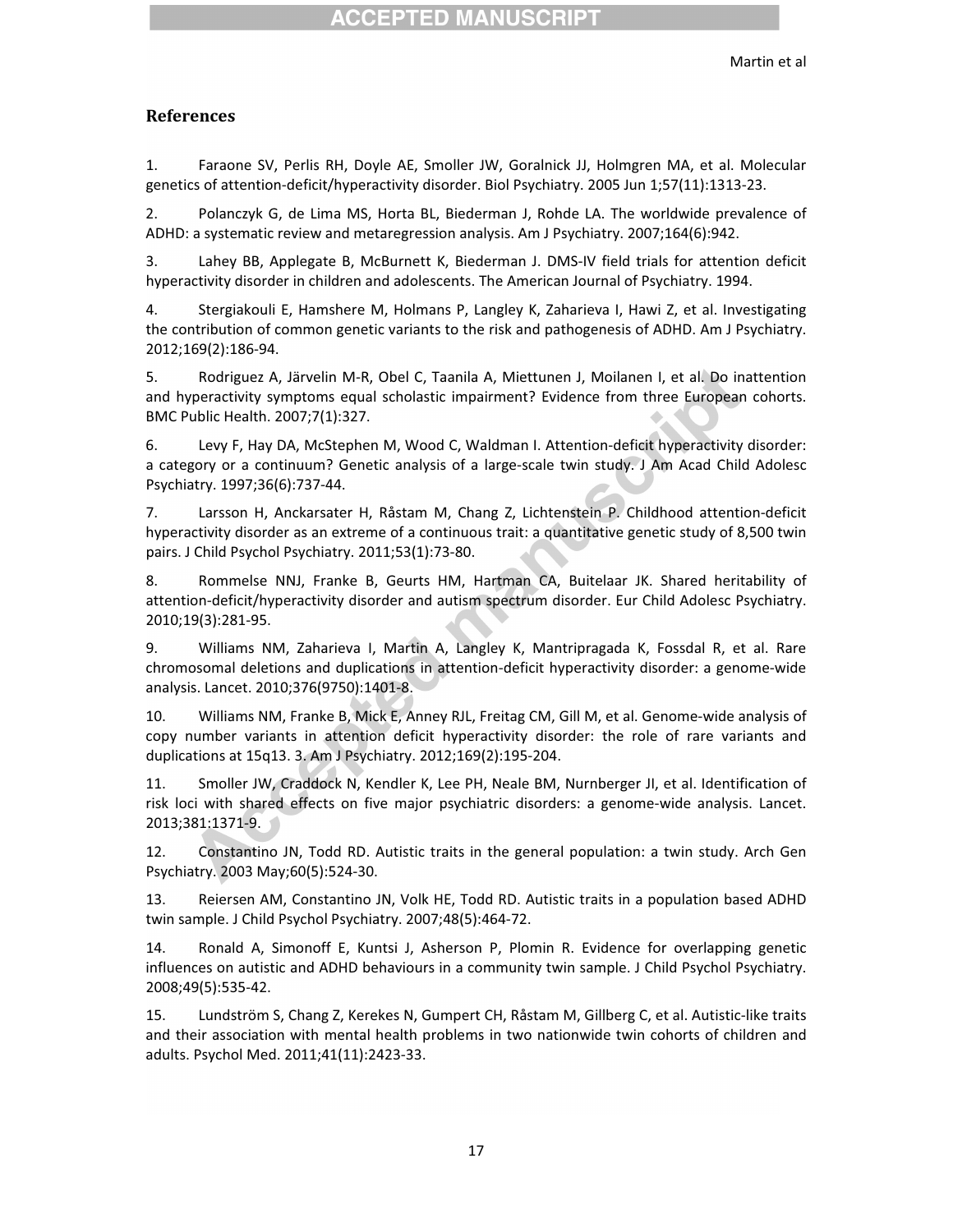## References

1. Faraone SV, Perlis RH, Doyle AE, Smoller JW, Goralnick JJ, Holmgren MA, et al. Molecular genetics of attention-deficit/hyperactivity disorder. Biol Psychiatry. 2005 Jun 1;57(11):1313-23.

2. Polanczyk G, de Lima MS, Horta BL, Biederman J, Rohde LA. The worldwide prevalence of ADHD: a systematic review and metaregression analysis. Am J Psychiatry. 2007;164(6):942.

3. Lahey BB, Applegate B, McBurnett K, Biederman J. DMS-IV field trials for attention deficit hyperactivity disorder in children and adolescents. The American Journal of Psychiatry. 1994.

4. Stergiakouli E, Hamshere M, Holmans P, Langley K, Zaharieva I, Hawi Z, et al. Investigating the contribution of common genetic variants to the risk and pathogenesis of ADHD. Am J Psychiatry. 2012;169(2):186-94.

5. Rodriguez A, Järvelin M-R, Obel C, Taanila A, Miettunen J, Moilanen I, et al. Do inattention and hyperactivity symptoms equal scholastic impairment? Evidence from three European cohorts. BMC Public Health. 2007;7(1):327.

6. Levy F, Hay DA, McStephen M, Wood C, Waldman I. Attention-deficit hyperactivity disorder: a category or a continuum? Genetic analysis of a large-scale twin study. J Am Acad Child Adolesc Psychiatry. 1997;36(6):737-44.

7. Larsson H, Anckarsater H, Råstam M, Chang Z, Lichtenstein P. Childhood attention-deficit hyperactivity disorder as an extreme of a continuous trait: a quantitative genetic study of 8,500 twin pairs. J Child Psychol Psychiatry. 2011;53(1):73-80.

8. Rommelse NNJ, Franke B, Geurts HM, Hartman CA, Buitelaar JK. Shared heritability of attention-deficit/hyperactivity disorder and autism spectrum disorder. Eur Child Adolesc Psychiatry. 2010;19(3):281-95.

9. Williams NM, Zaharieva I, Martin A, Langley K, Mantripragada K, Fossdal R, et al. Rare chromosomal deletions and duplications in attention-deficit hyperactivity disorder: a genome-wide analysis. Lancet. 2010;376(9750):1401-8.

10. Williams NM, Franke B, Mick E, Anney RJL, Freitag CM, Gill M, et al. Genome-wide analysis of copy number variants in attention deficit hyperactivity disorder: the role of rare variants and duplications at 15q13. 3. Am J Psychiatry. 2012;169(2):195-204.

11. Smoller JW, Craddock N, Kendler K, Lee PH, Neale BM, Nurnberger JI, et al. Identification of risk loci with shared effects on five major psychiatric disorders: a genome-wide analysis. Lancet. 2013;381:1371-9.

12. Constantino JN, Todd RD. Autistic traits in the general population: a twin study. Arch Gen Psychiatry. 2003 May;60(5):524-30.

13. Reiersen AM, Constantino JN, Volk HE, Todd RD. Autistic traits in a population based ADHD twin sample. J Child Psychol Psychiatry. 2007;48(5):464-72.

14. Ronald A, Simonoff E, Kuntsi J, Asherson P, Plomin R. Evidence for overlapping genetic influences on autistic and ADHD behaviours in a community twin sample. J Child Psychol Psychiatry. 2008;49(5):535-42.

15. Lundström S, Chang Z, Kerekes N, Gumpert CH, Råstam M, Gillberg C, et al. Autistic-like traits and their association with mental health problems in two nationwide twin cohorts of children and adults. Psychol Med. 2011;41(11):2423-33.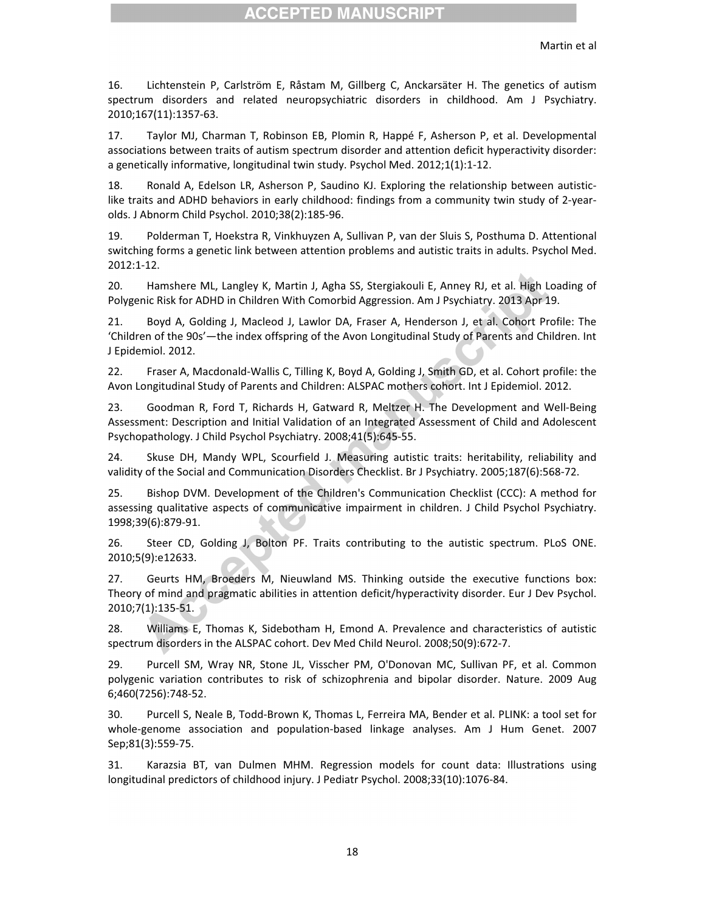16. Lichtenstein P, Carlström E, Råstam M, Gillberg C, Anckarsäter H. The genetics of autism spectrum disorders and related neuropsychiatric disorders in childhood. Am J Psychiatry. 2010;167(11):1357-63.

17. Taylor MJ, Charman T, Robinson EB, Plomin R, Happé F, Asherson P, et al. Developmental associations between traits of autism spectrum disorder and attention deficit hyperactivity disorder: a genetically informative, longitudinal twin study. Psychol Med. 2012;1(1):1-12.

18. Ronald A, Edelson LR, Asherson P, Saudino KJ. Exploring the relationship between autistic-like traits and ADHD behaviors in early childhood: findings from a community twin study of 2-year-olds. J Abnorm Child Psychol. 2010;38(2):185-96.

19. Polderman T, Hoekstra R, Vinkhuyzen A, Sullivan P, van der Sluis S, Posthuma D. Attentional switching forms a genetic link between attention problems and autistic traits in adults. Psychol Med. 2012:1-12.

20. Hamshere ML, Langley K, Martin J, Agha SS, Stergiakouli E, Anney RJ, et al. High Loading of Polygenic Risk for ADHD in Children With Comorbid Aggression. Am J Psychiatry. 2013 Apr 19.

21. Boyd A, Golding J, Macleod J, Lawlor DA, Fraser A, Henderson J, et al. Cohort Profile: The 'Children of the 90s'—the index offspring of the Avon Longitudinal Study of Parents and Children. Int J Epidemiol. 2012.

22. Fraser A, Macdonald-Wallis C, Tilling K, Boyd A, Golding J, Smith GD, et al. Cohort profile: the Avon Longitudinal Study of Parents and Children: ALSPAC mothers cohort. Int J Epidemiol. 2012.

23. Goodman R, Ford T, Richards H, Gatward R, Meltzer H. The Development and Well-Being Assessment: Description and Initial Validation of an Integrated Assessment of Child and Adolescent Psychopathology. J Child Psychol Psychiatry. 2008;41(5):645-55.

24. Skuse DH, Mandy WPL, Scourfield J. Measuring autistic traits: heritability, reliability and validity of the Social and Communication Disorders Checklist. Br J Psychiatry. 2005;187(6):568-72.

25. Bishop DVM. Development of the Children's Communication Checklist (CCC): A method for assessing qualitative aspects of communicative impairment in children. J Child Psychol Psychiatry. 1998;39(6):879-91.

26. Steer CD, Golding J, Bolton PF. Traits contributing to the autistic spectrum. PLoS ONE. 2010;5(9):e12633.

27. Geurts HM, Broeders M, Nieuwland MS. Thinking outside the executive functions box: Theory of mind and pragmatic abilities in attention deficit/hyperactivity disorder. Eur J Dev Psychol. 2010;7(1):135-51.

28. Williams E, Thomas K, Sidebotham H, Emond A. Prevalence and characteristics of autistic spectrum disorders in the ALSPAC cohort. Dev Med Child Neurol. 2008;50(9):672-7.

29. Purcell SM, Wray NR, Stone JL, Visscher PM, O'Donovan MC, Sullivan PF, et al. Common polygenic variation contributes to risk of schizophrenia and bipolar disorder. Nature. 2009 Aug 6;460(7256):748-52.

30. Purcell S, Neale B, Todd-Brown K, Thomas L, Ferreira MA, Bender et al. PLINK: a tool set for whole-genome association and population-based linkage analyses. Am J Hum Genet. 2007 Sep;81(3):559-75.

31. Karazsia BT, van Dulmen MHM. Regression models for count data: Illustrations using longitudinal predictors of childhood injury. J Pediatr Psychol. 2008;33(10):1076-84.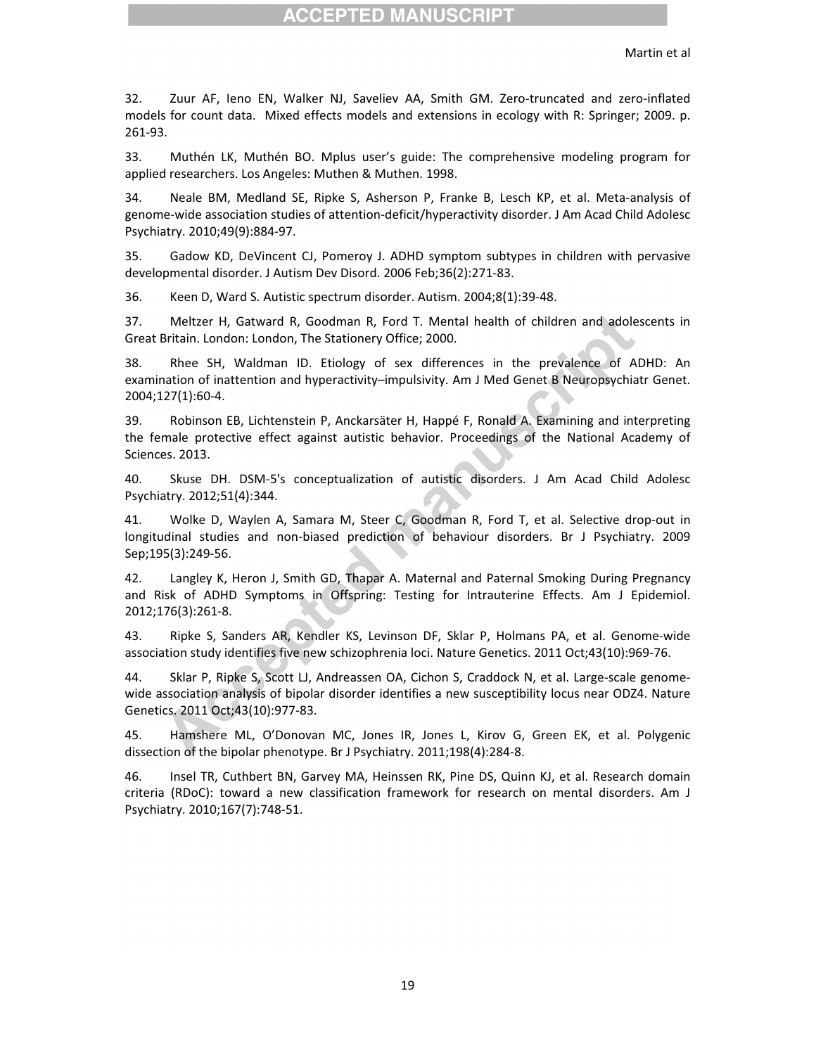32. Zuur AF, Ieno EN, Walker NJ, Saveliev AA, Smith GM. Zero-truncated and zero-inflated models for count data. Mixed effects models and extensions in ecology with R: Springer; 2009. p. 261-93.

33. Muthén LK, Muthén BO. Mplus user's guide: The comprehensive modeling program for applied researchers. Los Angeles: Muthen & Muthen. 1998.

34. Neale BM, Medland SE, Ripke S, Asherson P, Franke B, Lesch KP, et al. Meta-analysis of genome-wide association studies of attention-deficit/hyperactivity disorder. J Am Acad Child Adolesc Psychiatry. 2010;49(9):884-97.

35. Gadow KD, DeVincent CJ, Pomeroy J. ADHD symptom subtypes in children with pervasive developmental disorder. J Autism Dev Disord. 2006 Feb;36(2):271-83.

36. Keen D, Ward S. Autistic spectrum disorder. Autism. 2004;8(1):39-48.

37. Meltzer H, Gatward R, Goodman R, Ford T. Mental health of children and adolescents in Great Britain. London: London, The Stationery Office; 2000.

38. Rhee SH, Waldman ID. Etiology of sex differences in the prevalence of ADHD: An examination of inattention and hyperactivity–impulsivity. Am J Med Genet B Neuropsychiatr Genet. 2004;127(1):60-4.

39. Robinson EB, Lichtenstein P, Anckarsäter H, Happé F, Ronald A. Examining and interpreting the female protective effect against autistic behavior. Proceedings of the National Academy of Sciences. 2013.

40. Skuse DH. DSM-5's conceptualization of autistic disorders. J Am Acad Child Adolesc Psychiatry. 2012;51(4):344.

41. Wolke D, Waylen A, Samara M, Steer C, Goodman R, Ford T, et al. Selective drop-out in longitudinal studies and non-biased prediction of behaviour disorders. Br J Psychiatry. 2009 Sep;195(3):249-56.

42. Langley K, Heron J, Smith GD, Thapar A. Maternal and Paternal Smoking During Pregnancy and Risk of ADHD Symptoms in Offspring: Testing for Intrauterine Effects. Am J Epidemiol. 2012;176(3):261-8.

43. Ripke S, Sanders AR, Kendler KS, Levinson DF, Sklar P, Holmans PA, et al. Genome-wide association study identifies five new schizophrenia loci. Nature Genetics. 2011 Oct;43(10):969-76.

44. Sklar P, Ripke S, Scott LJ, Andreassen OA, Cichon S, Craddock N, et al. Large-scale genome-wide association analysis of bipolar disorder identifies a new susceptibility locus near ODZ4. Nature Genetics. 2011 Oct;43(10):977-83.

45. Hamshere ML, O'Donovan MC, Jones IR, Jones L, Kirov G, Green EK, et al. Polygenic dissection of the bipolar phenotype. Br J Psychiatry. 2011;198(4):284-8.

46. Insel TR, Cuthbert BN, Garvey MA, Heinssen RK, Pine DS, Quinn KJ, et al. Research domain criteria (RDoC): toward a new classification framework for research on mental disorders. Am J Psychiatry. 2010;167(7):748-51.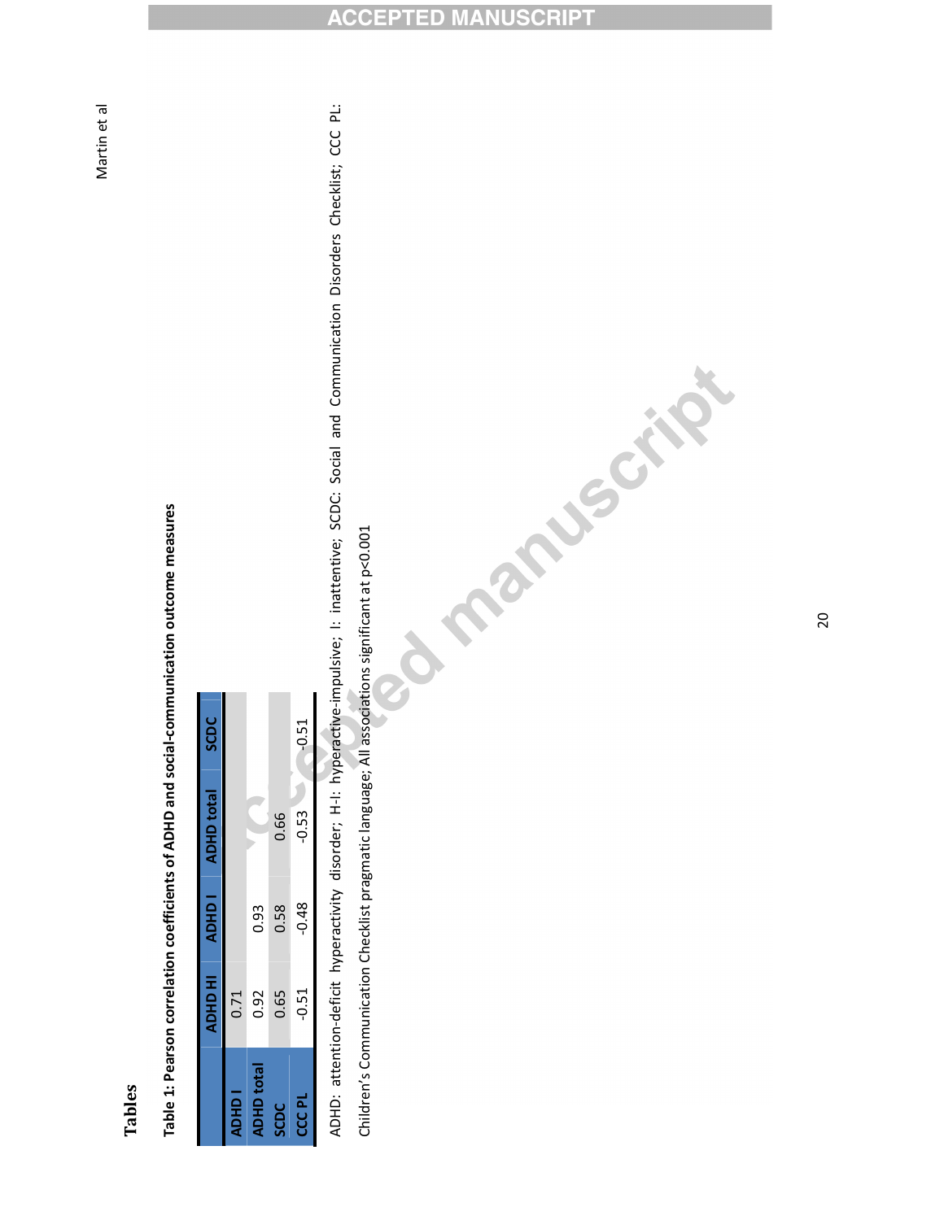# Tables

**Table 1: Pearson correlation coefficients of ADHD and social-communication outcome measures**

| | ADHD HI | ADHD I | ADHD total | SCDC |
|---|---|---|---|---|
| ADHD I | 0.71 | | | |
| ADHD total | 0.92 | 0.93 | | |
| SCDC | 0.65 | 0.58 | 0.66 | |
| CCC PL | -0.51 | -0.48 | -0.53 | -0.51 |

ADHD: attention-deficit hyperactivity disorder; H-I: hyperactive-impulsive; I: inattentive; SCDC: Social and Communication Disorders Checklist; CCC PL: Children's Communication Checklist pragmatic language; All associations significant at $p<0.001$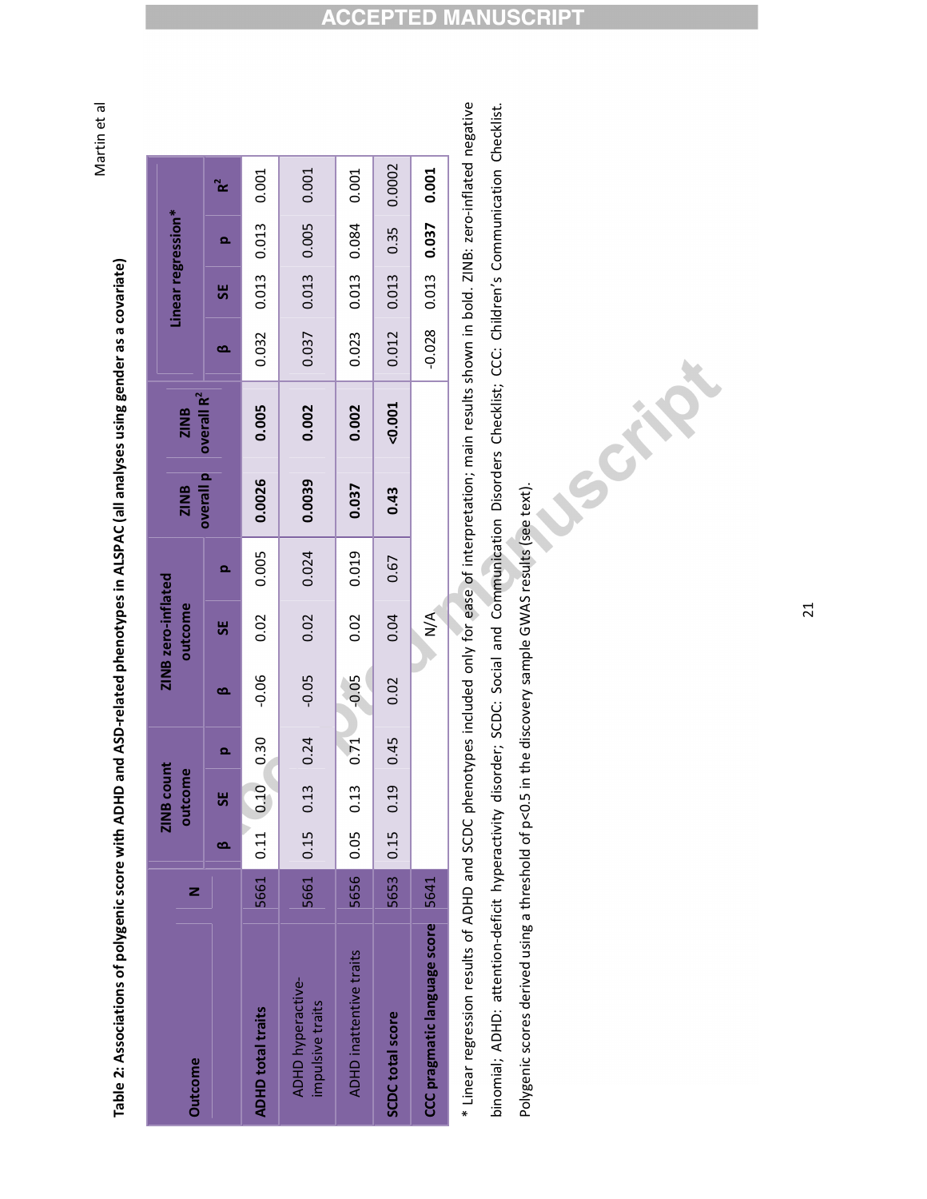**Table 2: Associations of polygenic score with ADHD and ASD-related phenotypes in ALSPAC (all analyses using gender as a covariate)**

| Outcome | N | ZINB count outcome | | | ZINB zero-inflated outcome | | | ZINB overall p | ZINB overall $R^2$ | Linear regression* | | | |
|---|---|---|---|---|---|---|---|---|---|---|---|---|---|
| | | β | SE | p | β | SE | p | | | β | SE | p | $R^2$ |
| **ADHD total traits** | 5661 | 0.11 | 0.10 | 0.30 | -0.06 | 0.02 | 0.005 | **0.0026** | **0.005** | 0.032 | 0.013 | 0.013 | 0.001 |
| ADHD hyperactive-impulsive traits | 5661 | 0.15 | 0.13 | 0.24 | -0.05 | 0.02 | 0.024 | **0.0039** | **0.002** | 0.037 | 0.013 | 0.005 | 0.001 |
| ADHD inattentive traits | 5656 | 0.05 | 0.13 | 0.71 | -0.05 | 0.02 | 0.019 | **0.037** | **0.002** | 0.023 | 0.013 | 0.084 | 0.001 |
| **SCDC total score** | 5653 | 0.15 | 0.19 | 0.45 | 0.02 | 0.04 | 0.67 | **0.43** | **<0.001** | 0.012 | 0.013 | 0.35 | 0.0002 |
| **CCC pragmatic language score** | 5641 | N/A | | | | | | | | -0.028 | 0.013 | **0.037** | **0.001** |

\* Linear regression results of ADHD and SCDC phenotypes included only for ease of interpretation; main results shown in bold. ZINB: zero-inflated negative binomial; ADHD: attention-deficit hyperactivity disorder; SCDC: Social and Communication Disorders Checklist; CCC: Children's Communication Checklist. Polygenic scores derived using a threshold of p<0.5 in the discovery sample GWAS results (see text).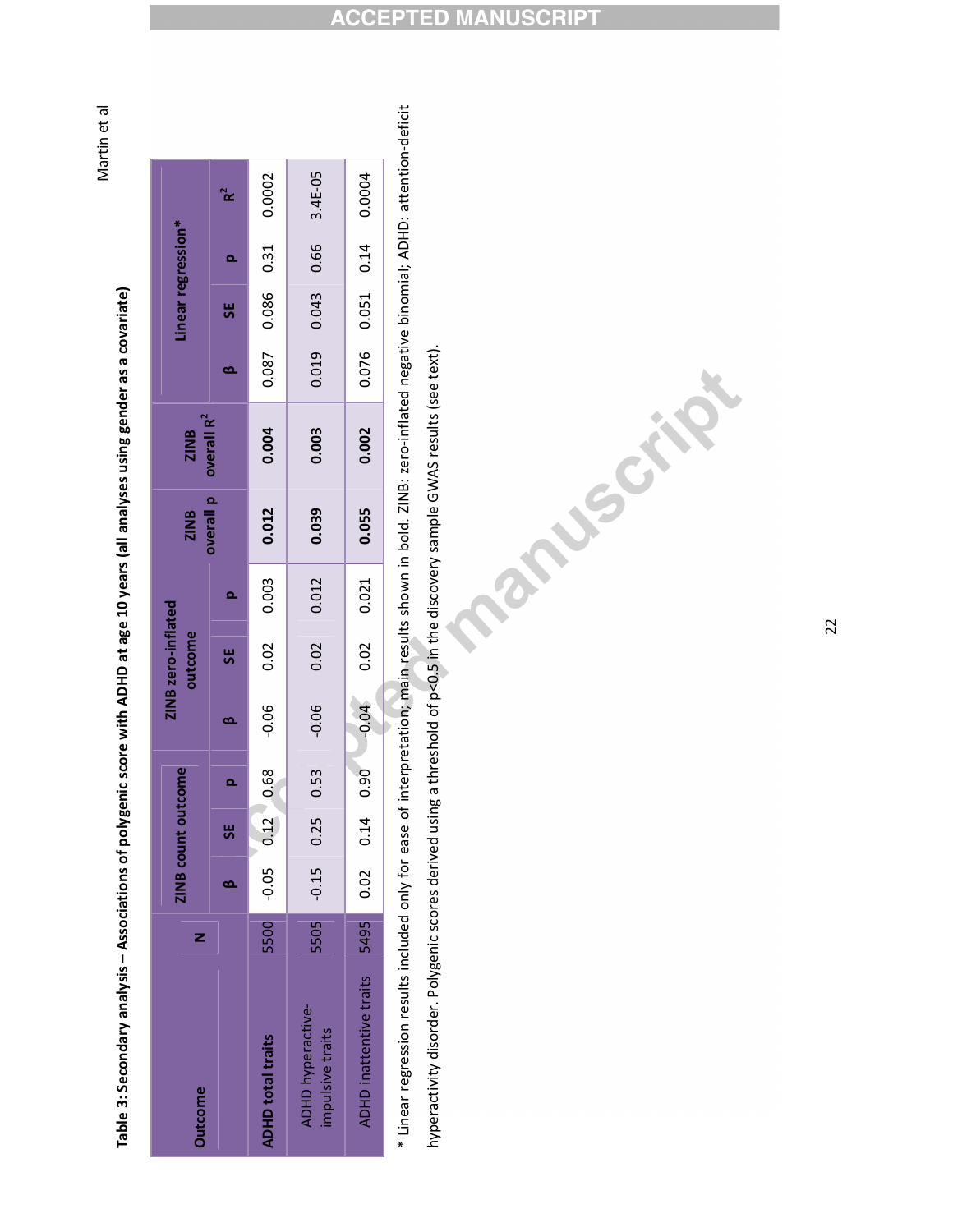**Table 3: Secondary analysis – Associations of polygenic score with ADHD at age 10 years (all analyses using gender as a covariate)**

| Outcome | N | ZINB count outcome | | | ZINB zero-inflated outcome | | | ZINB overall p | ZINB overall $R^2$ | Linear regression* | | | |
|---|---|---|---|---|---|---|---|---|---|---|---|---|---|
| | | β | SE | p | β | SE | p | | | β | SE | p | $R^2$ |
| **ADHD total traits** | 5500 | -0.05 | 0.12 | 0.68 | -0.06 | 0.02 | 0.003 | **0.012** | **0.004** | 0.087 | 0.086 | 0.31 | 0.0002 |
| ADHD hyperactive-impulsive traits | 5505 | -0.15 | 0.25 | 0.53 | -0.06 | 0.02 | 0.012 | **0.039** | **0.003** | 0.019 | 0.043 | 0.66 | 3.4E-05 |
| ADHD inattentive traits | 5495 | 0.02 | 0.14 | 0.90 | -0.04 | 0.02 | 0.021 | **0.055** | **0.002** | 0.076 | 0.051 | 0.14 | 0.0004 |

* Linear regression results included only for ease of interpretation; main results shown in bold. ZINB: zero-inflated negative binomial; ADHD: attention-deficit hyperactivity disorder. Polygenic scores derived using a threshold of $p<0.5$ in the discovery sample GWAS results (see text).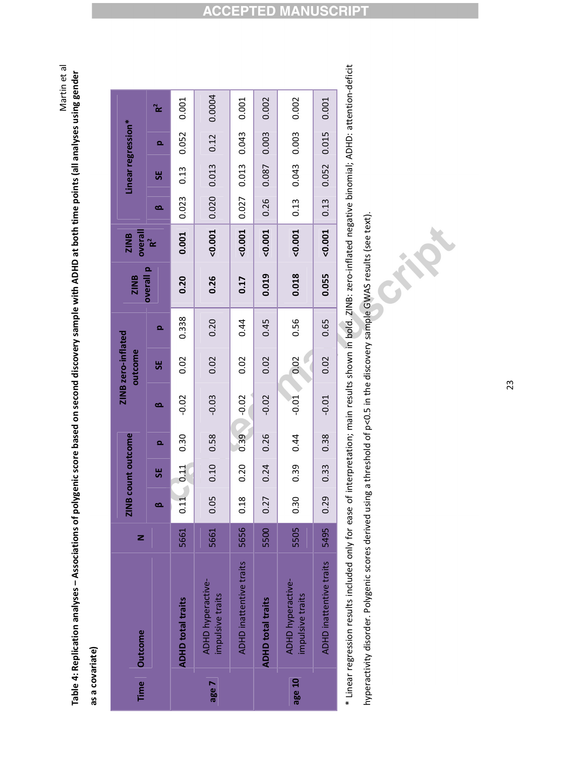**Table 4: Replication analyses – Associations of polygenic score based on second discovery sample with ADHD at both time points (all analyses using gender as a covariate)**

| Time | Outcome | N | ZINB count outcome | | | ZINB zero-inflated outcome | | | ZINB overall p | ZINB overall $R^2$ | Linear regression* | | | |
|---|---|---|---|---|---|---|---|---|---|---|---|---|---|---|
| | | | β | SE | p | β | SE | p | | | β | SE | p | $R^2$ |
| age 7 | **ADHD total traits** | 5661 | 0.11 | 0.11 | 0.30 | -0.02 | 0.02 | 0.338 | **0.20** | **0.001** | 0.023 | 0.13 | 0.052 | 0.001 |
| | ADHD hyperactive-impulsive traits | 5661 | 0.05 | 0.10 | 0.58 | -0.03 | 0.02 | 0.20 | **0.26** | **<0.001** | 0.020 | 0.013 | 0.12 | 0.0004 |
| | ADHD inattentive traits | 5656 | 0.18 | 0.20 | 0.39 | -0.02 | 0.02 | 0.44 | **0.17** | **<0.001** | 0.027 | 0.013 | 0.043 | 0.001 |
| age 10 | **ADHD total traits** | 5500 | 0.27 | 0.24 | 0.26 | -0.02 | 0.02 | 0.45 | **0.019** | **<0.001** | 0.26 | 0.087 | 0.003 | 0.002 |
| | ADHD hyperactive-impulsive traits | 5505 | 0.30 | 0.39 | 0.44 | -0.01 | 0.02 | 0.56 | **0.018** | **<0.001** | 0.13 | 0.043 | 0.003 | 0.002 |
| | ADHD inattentive traits | 5495 | 0.29 | 0.33 | 0.38 | -0.01 | 0.02 | 0.65 | **0.055** | **<0.001** | 0.13 | 0.052 | 0.015 | 0.001 |

* Linear regression results included only for ease of interpretation; main results shown in bold. ZINB: zero-inflated negative binomial; ADHD: attention-deficit hyperactivity disorder. Polygenic scores derived using a threshold of p<0.5 in the discovery sample GWAS results (see text).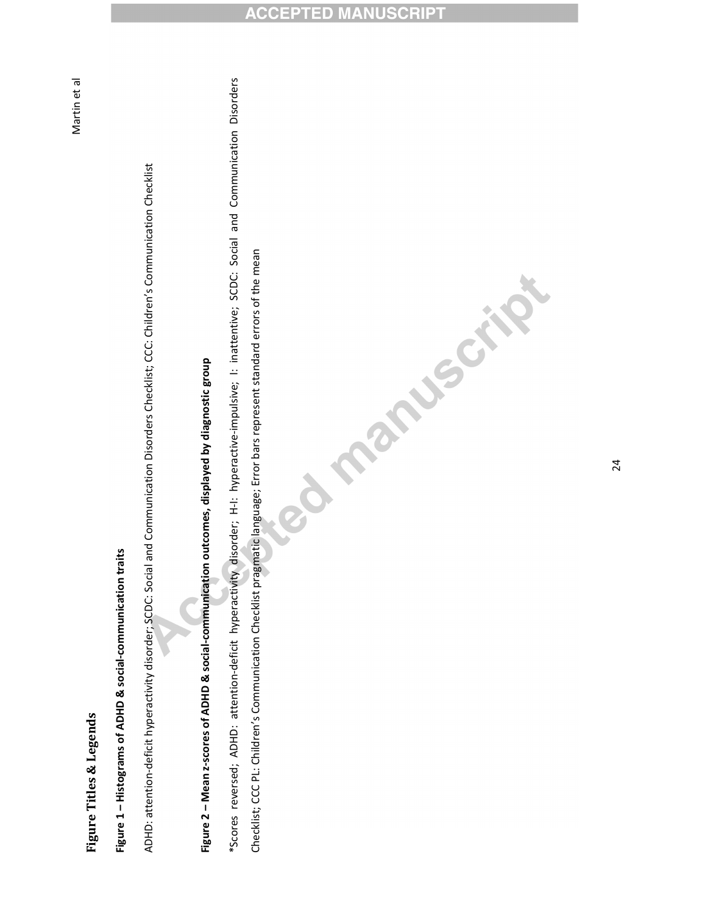# Figure Titles & Legends

**Figure 1 – Histograms of ADHD & social-communication traits**

ADHD: attention-deficit hyperactivity disorder; SCDC: Social and Communication Disorders Checklist; CCC: Children's Communication Checklist

**Figure 2 – Mean z-scores of ADHD & social-communication outcomes, displayed by diagnostic group**

*Scores reversed; ADHD: attention-deficit hyperactivity disorder; H-I: hyperactive-impulsive; I: inattentive; SCDC: Social and Communication Disorders Checklist; CCC PL: Children's Communication Checklist pragmatic language; Error bars represent standard errors of the mean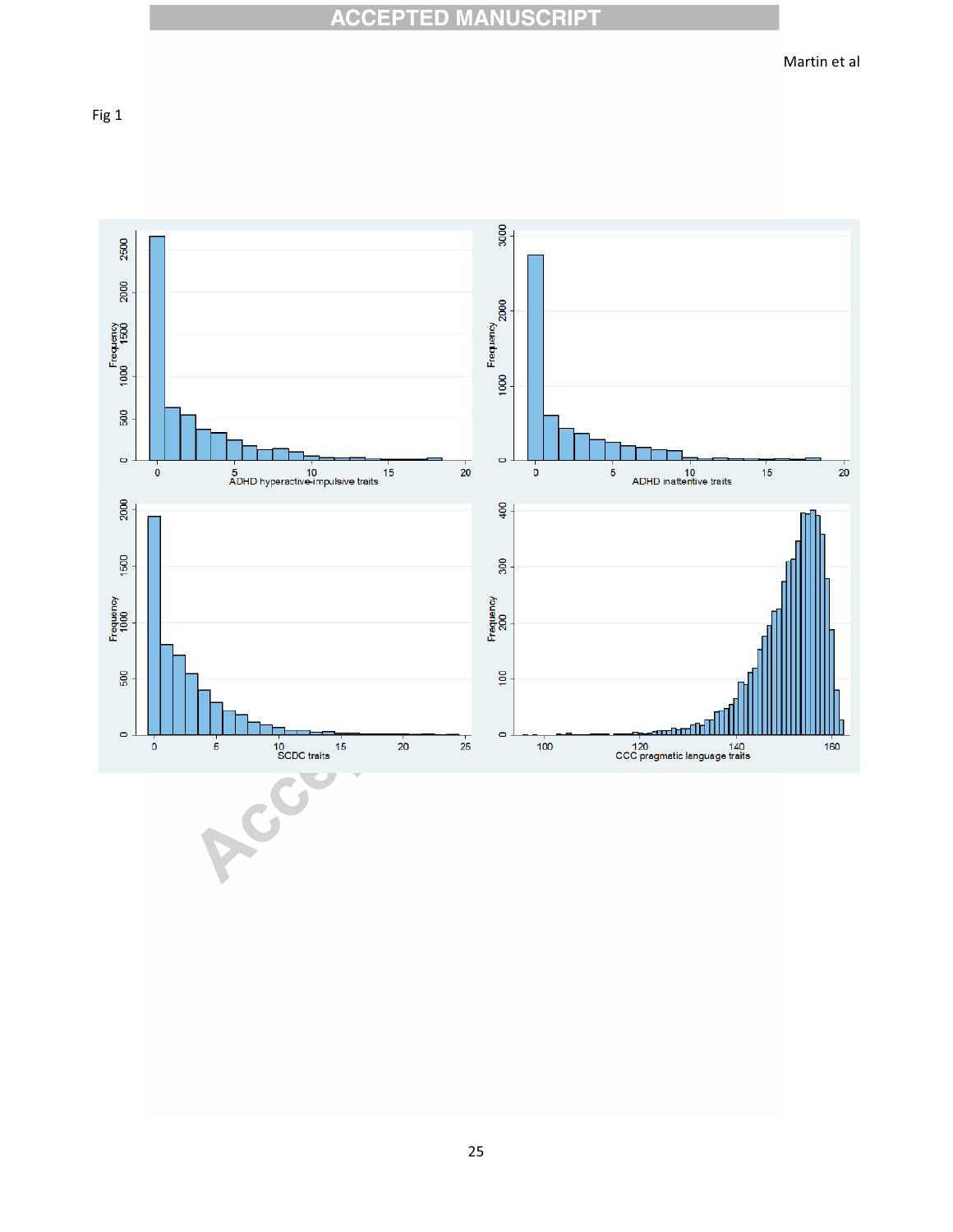Fig 1

Frequency
0
500
1000
1500
2000
2500
0
5
10
15
20
ADHD hyperactive-impulsive traits

Frequency
0
1000
2000
3000
0
5
10
15
20
ADHD inattentive traits

Frequency
0
500
1000
1500
2000
0
5
10
15
20
25
SCDC traits

Frequency
0
100
200
300
400
100
120
140
160
CCC pragmatic language traits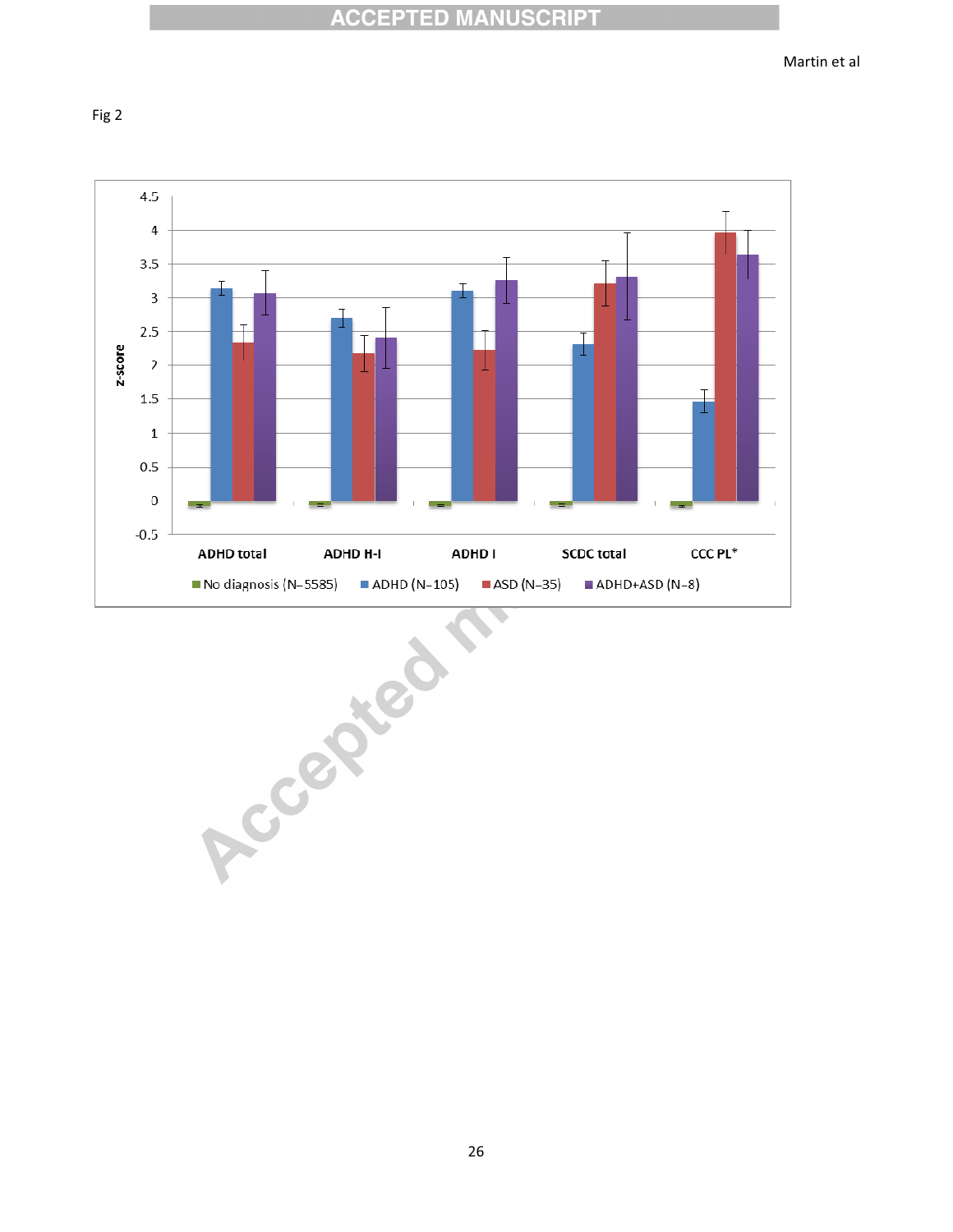Fig 2

4.5
4
3.5
3
2.5
2
1.5
1
0.5
0
-0.5

z-score

ADHD total
ADHD H-I
ADHD I
SCDC total
CCC PL*

No diagnosis (N=5585)
ADHD (N=105)
ASD (N=35)
ADHD+ASD (N=8)